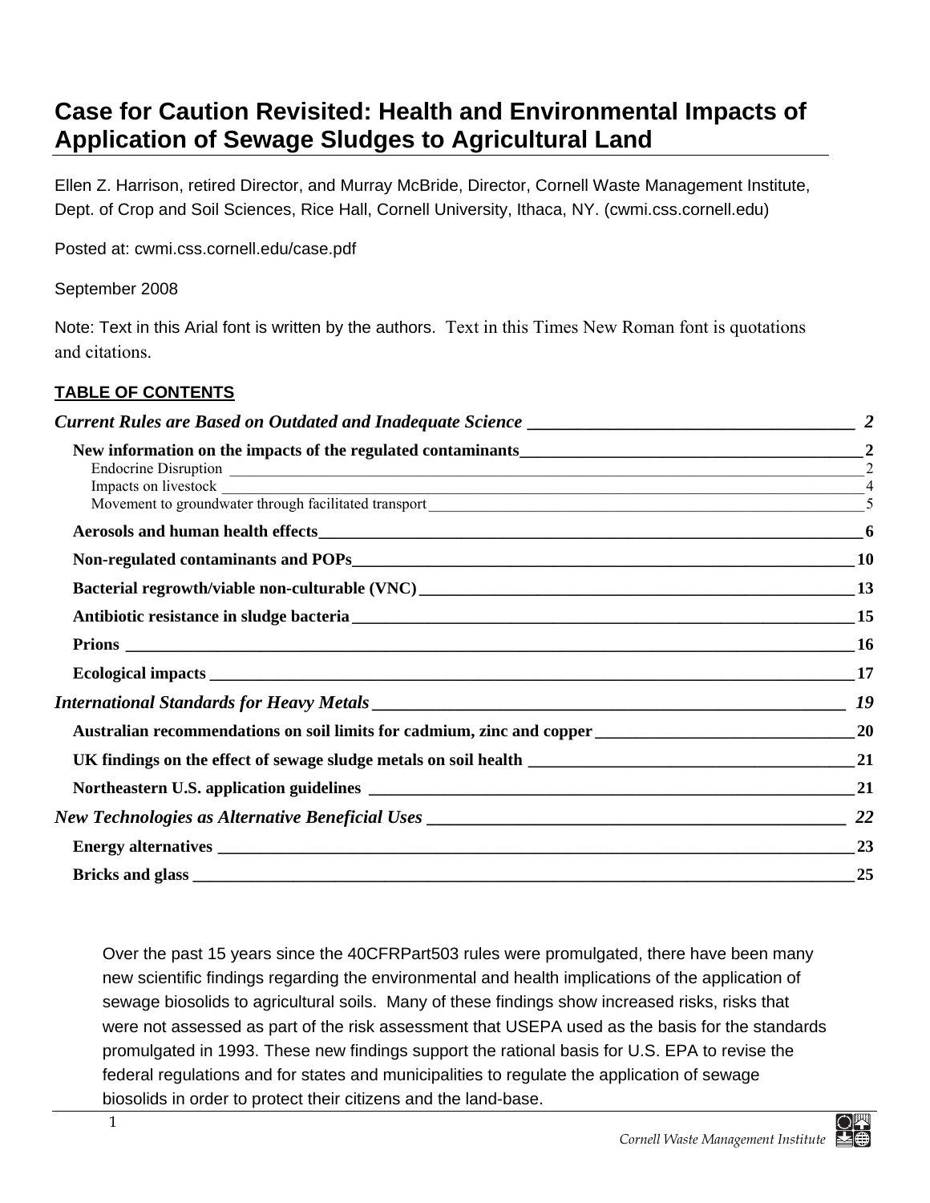# Case for Caution Revisited: Health and Environmental Impacts of Application of Sewage Sludges to Agricultural Land

Ellen Z. Harrison, retired Director, and Murray McBride, Director, Cornell Waste Management Institute, Dept. of Crop and Soil Sciences, Rice Hall, Cornell University, Ithaca, NY. (cwmi.css.cornell.edu)

Posted at: cwmi.css.cornell.edu/case.pdf

September 2008

Note: Text in this Arial font is written by the authors. Text in this Times New Roman font is quotations and citations.

**TABLE OF CONTENTS**

*Current Rules are Based on Outdated and Inadequate Science* — 2
- **New information on the impacts of the regulated contaminants** — 2
  - Endocrine Disruption — 2
  - Impacts on livestock — 4
  - Movement to groundwater through facilitated transport — 5
- **Aerosols and human health effects** — 6
- **Non-regulated contaminants and POPs** — 10
- **Bacterial regrowth/viable non-culturable (VNC)** — 13
- **Antibiotic resistance in sludge bacteria** — 15
- **Prions** — 16
- **Ecological impacts** — 17

*International Standards for Heavy Metals* — 19
- **Australian recommendations on soil limits for cadmium, zinc and copper** — 20
- **UK findings on the effect of sewage sludge metals on soil health** — 21
- **Northeastern U.S. application guidelines** — 21

*New Technologies as Alternative Beneficial Uses* — 22
- **Energy alternatives** — 23
- **Bricks and glass** — 25

Over the past 15 years since the 40CFRPart503 rules were promulgated, there have been many new scientific findings regarding the environmental and health implications of the application of sewage biosolids to agricultural soils. Many of these findings show increased risks, risks that were not assessed as part of the risk assessment that USEPA used as the basis for the standards promulgated in 1993. These new findings support the rational basis for U.S. EPA to revise the federal regulations and for states and municipalities to regulate the application of sewage biosolids in order to protect their citizens and the land-base.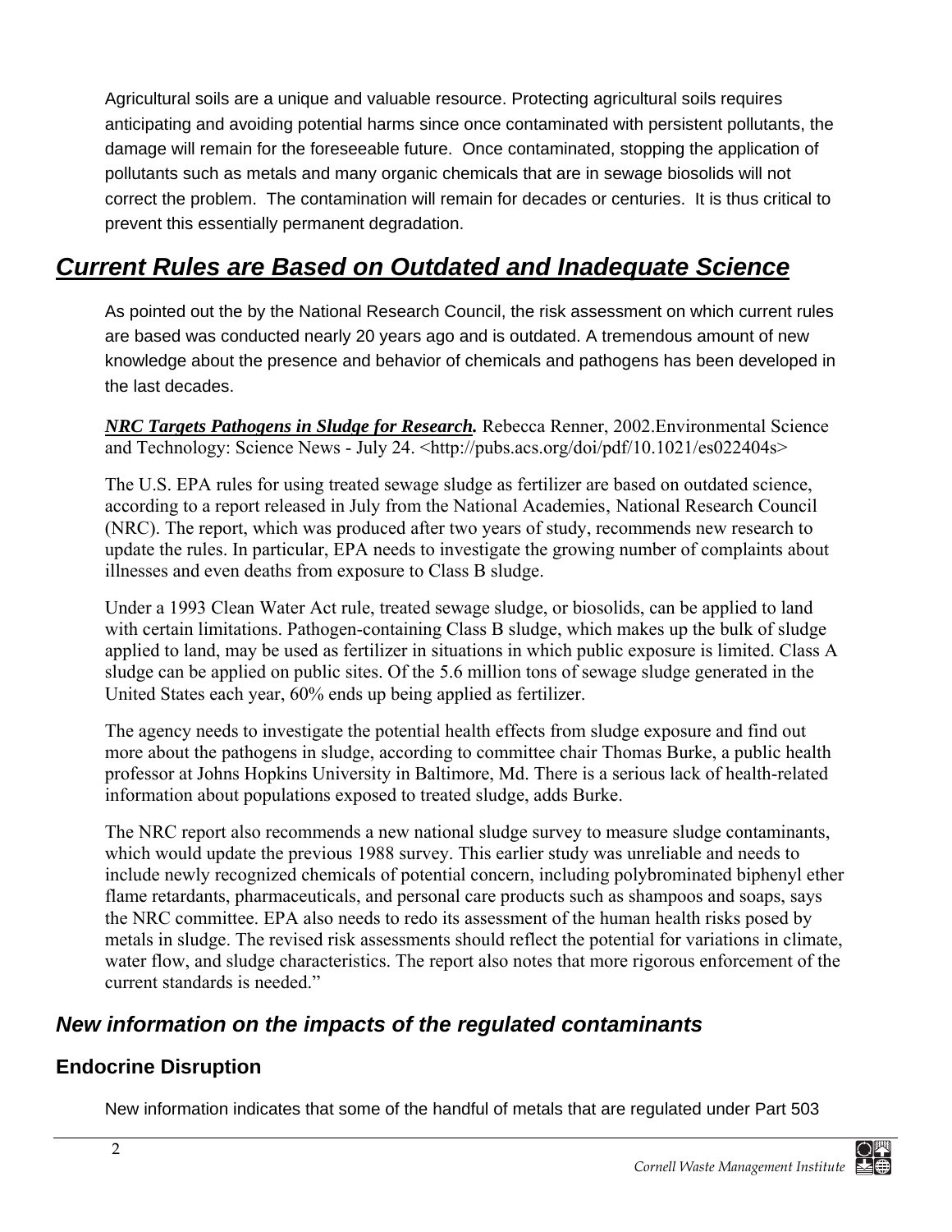Agricultural soils are a unique and valuable resource. Protecting agricultural soils requires anticipating and avoiding potential harms since once contaminated with persistent pollutants, the damage will remain for the foreseeable future. Once contaminated, stopping the application of pollutants such as metals and many organic chemicals that are in sewage biosolids will not correct the problem. The contamination will remain for decades or centuries. It is thus critical to prevent this essentially permanent degradation.

## *Current Rules are Based on Outdated and Inadequate Science*

As pointed out the by the National Research Council, the risk assessment on which current rules are based was conducted nearly 20 years ago and is outdated. A tremendous amount of new knowledge about the presence and behavior of chemicals and pathogens has been developed in the last decades.

***NRC Targets Pathogens in Sludge for Research.*** Rebecca Renner, 2002.Environmental Science and Technology: Science News - July 24. <http://pubs.acs.org/doi/pdf/10.1021/es022404s>

The U.S. EPA rules for using treated sewage sludge as fertilizer are based on outdated science, according to a report released in July from the National Academies, National Research Council (NRC). The report, which was produced after two years of study, recommends new research to update the rules. In particular, EPA needs to investigate the growing number of complaints about illnesses and even deaths from exposure to Class B sludge.

Under a 1993 Clean Water Act rule, treated sewage sludge, or biosolids, can be applied to land with certain limitations. Pathogen-containing Class B sludge, which makes up the bulk of sludge applied to land, may be used as fertilizer in situations in which public exposure is limited. Class A sludge can be applied on public sites. Of the 5.6 million tons of sewage sludge generated in the United States each year, 60% ends up being applied as fertilizer.

The agency needs to investigate the potential health effects from sludge exposure and find out more about the pathogens in sludge, according to committee chair Thomas Burke, a public health professor at Johns Hopkins University in Baltimore, Md. There is a serious lack of health-related information about populations exposed to treated sludge, adds Burke.

The NRC report also recommends a new national sludge survey to measure sludge contaminants, which would update the previous 1988 survey. This earlier study was unreliable and needs to include newly recognized chemicals of potential concern, including polybrominated biphenyl ether flame retardants, pharmaceuticals, and personal care products such as shampoos and soaps, says the NRC committee. EPA also needs to redo its assessment of the human health risks posed by metals in sludge. The revised risk assessments should reflect the potential for variations in climate, water flow, and sludge characteristics. The report also notes that more rigorous enforcement of the current standards is needed."

### *New information on the impacts of the regulated contaminants*

### Endocrine Disruption

New information indicates that some of the handful of metals that are regulated under Part 503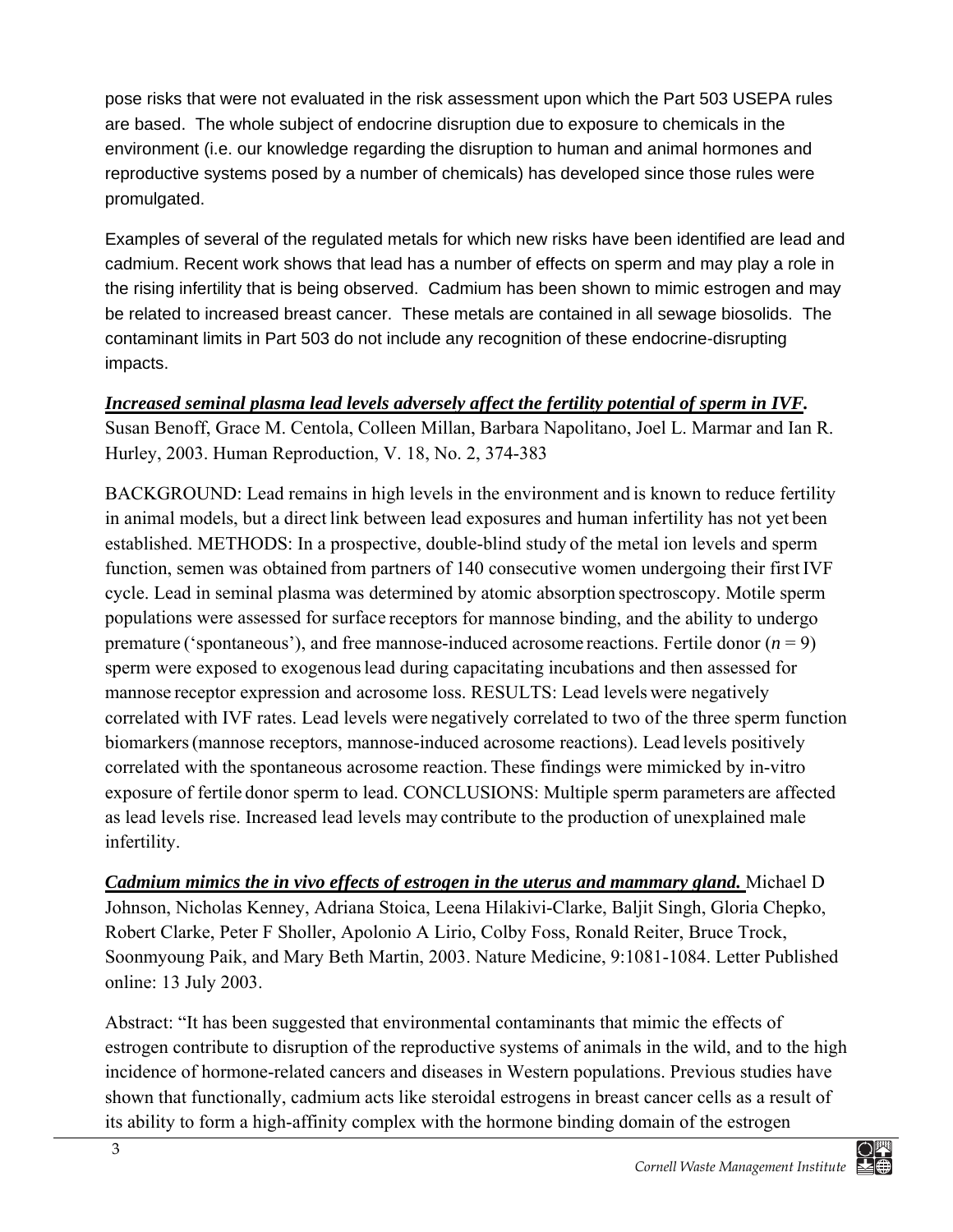pose risks that were not evaluated in the risk assessment upon which the Part 503 USEPA rules are based. The whole subject of endocrine disruption due to exposure to chemicals in the environment (i.e. our knowledge regarding the disruption to human and animal hormones and reproductive systems posed by a number of chemicals) has developed since those rules were promulgated.

Examples of several of the regulated metals for which new risks have been identified are lead and cadmium. Recent work shows that lead has a number of effects on sperm and may play a role in the rising infertility that is being observed. Cadmium has been shown to mimic estrogen and may be related to increased breast cancer. These metals are contained in all sewage biosolids. The contaminant limits in Part 503 do not include any recognition of these endocrine-disrupting impacts.

***Increased seminal plasma lead levels adversely affect the fertility potential of sperm in IVF.*** Susan Benoff, Grace M. Centola, Colleen Millan, Barbara Napolitano, Joel L. Marmar and Ian R. Hurley, 2003. Human Reproduction, V. 18, No. 2, 374-383

BACKGROUND: Lead remains in high levels in the environment and is known to reduce fertility in animal models, but a direct link between lead exposures and human infertility has not yet been established. METHODS: In a prospective, double-blind study of the metal ion levels and sperm function, semen was obtained from partners of 140 consecutive women undergoing their first IVF cycle. Lead in seminal plasma was determined by atomic absorption spectroscopy. Motile sperm populations were assessed for surface receptors for mannose binding, and the ability to undergo premature ('spontaneous'), and free mannose-induced acrosome reactions. Fertile donor ($n = 9$) sperm were exposed to exogenous lead during capacitating incubations and then assessed for mannose receptor expression and acrosome loss. RESULTS: Lead levels were negatively correlated with IVF rates. Lead levels were negatively correlated to two of the three sperm function biomarkers (mannose receptors, mannose-induced acrosome reactions). Lead levels positively correlated with the spontaneous acrosome reaction. These findings were mimicked by in-vitro exposure of fertile donor sperm to lead. CONCLUSIONS: Multiple sperm parameters are affected as lead levels rise. Increased lead levels may contribute to the production of unexplained male infertility.

***Cadmium mimics the in vivo effects of estrogen in the uterus and mammary gland.*** Michael D Johnson, Nicholas Kenney, Adriana Stoica, Leena Hilakivi-Clarke, Baljit Singh, Gloria Chepko, Robert Clarke, Peter F Sholler, Apolonio A Lirio, Colby Foss, Ronald Reiter, Bruce Trock, Soonmyoung Paik, and Mary Beth Martin, 2003. Nature Medicine, 9:1081-1084. Letter Published online: 13 July 2003.

Abstract: "It has been suggested that environmental contaminants that mimic the effects of estrogen contribute to disruption of the reproductive systems of animals in the wild, and to the high incidence of hormone-related cancers and diseases in Western populations. Previous studies have shown that functionally, cadmium acts like steroidal estrogens in breast cancer cells as a result of its ability to form a high-affinity complex with the hormone binding domain of the estrogen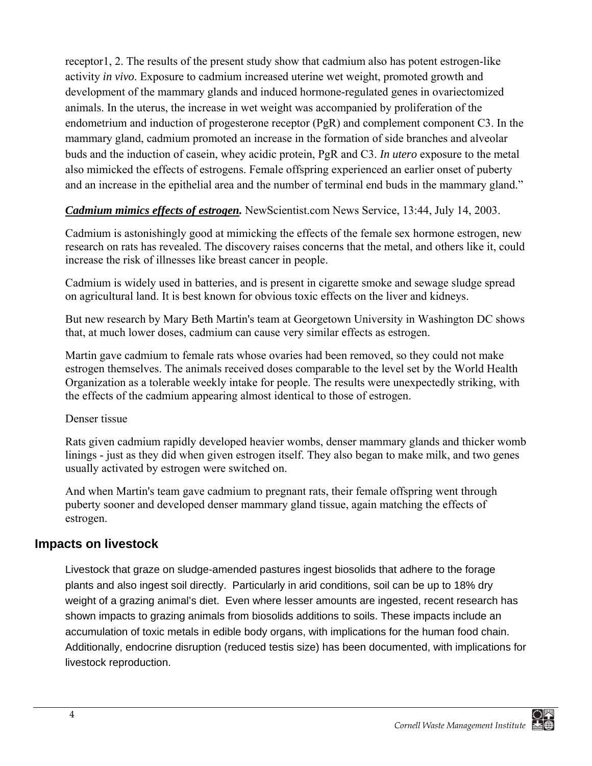receptor1, 2. The results of the present study show that cadmium also has potent estrogen-like activity *in vivo*. Exposure to cadmium increased uterine wet weight, promoted growth and development of the mammary glands and induced hormone-regulated genes in ovariectomized animals. In the uterus, the increase in wet weight was accompanied by proliferation of the endometrium and induction of progesterone receptor (PgR) and complement component C3. In the mammary gland, cadmium promoted an increase in the formation of side branches and alveolar buds and the induction of casein, whey acidic protein, PgR and C3. *In utero* exposure to the metal also mimicked the effects of estrogens. Female offspring experienced an earlier onset of puberty and an increase in the epithelial area and the number of terminal end buds in the mammary gland."

***Cadmium mimics effects of estrogen.*** NewScientist.com News Service, 13:44, July 14, 2003.

Cadmium is astonishingly good at mimicking the effects of the female sex hormone estrogen, new research on rats has revealed. The discovery raises concerns that the metal, and others like it, could increase the risk of illnesses like breast cancer in people.

Cadmium is widely used in batteries, and is present in cigarette smoke and sewage sludge spread on agricultural land. It is best known for obvious toxic effects on the liver and kidneys.

But new research by Mary Beth Martin's team at Georgetown University in Washington DC shows that, at much lower doses, cadmium can cause very similar effects as estrogen.

Martin gave cadmium to female rats whose ovaries had been removed, so they could not make estrogen themselves. The animals received doses comparable to the level set by the World Health Organization as a tolerable weekly intake for people. The results were unexpectedly striking, with the effects of the cadmium appearing almost identical to those of estrogen.

Denser tissue

Rats given cadmium rapidly developed heavier wombs, denser mammary glands and thicker womb linings - just as they did when given estrogen itself. They also began to make milk, and two genes usually activated by estrogen were switched on.

And when Martin's team gave cadmium to pregnant rats, their female offspring went through puberty sooner and developed denser mammary gland tissue, again matching the effects of estrogen.

## Impacts on livestock

Livestock that graze on sludge-amended pastures ingest biosolids that adhere to the forage plants and also ingest soil directly. Particularly in arid conditions, soil can be up to 18% dry weight of a grazing animal's diet. Even where lesser amounts are ingested, recent research has shown impacts to grazing animals from biosolids additions to soils. These impacts include an accumulation of toxic metals in edible body organs, with implications for the human food chain. Additionally, endocrine disruption (reduced testis size) has been documented, with implications for livestock reproduction.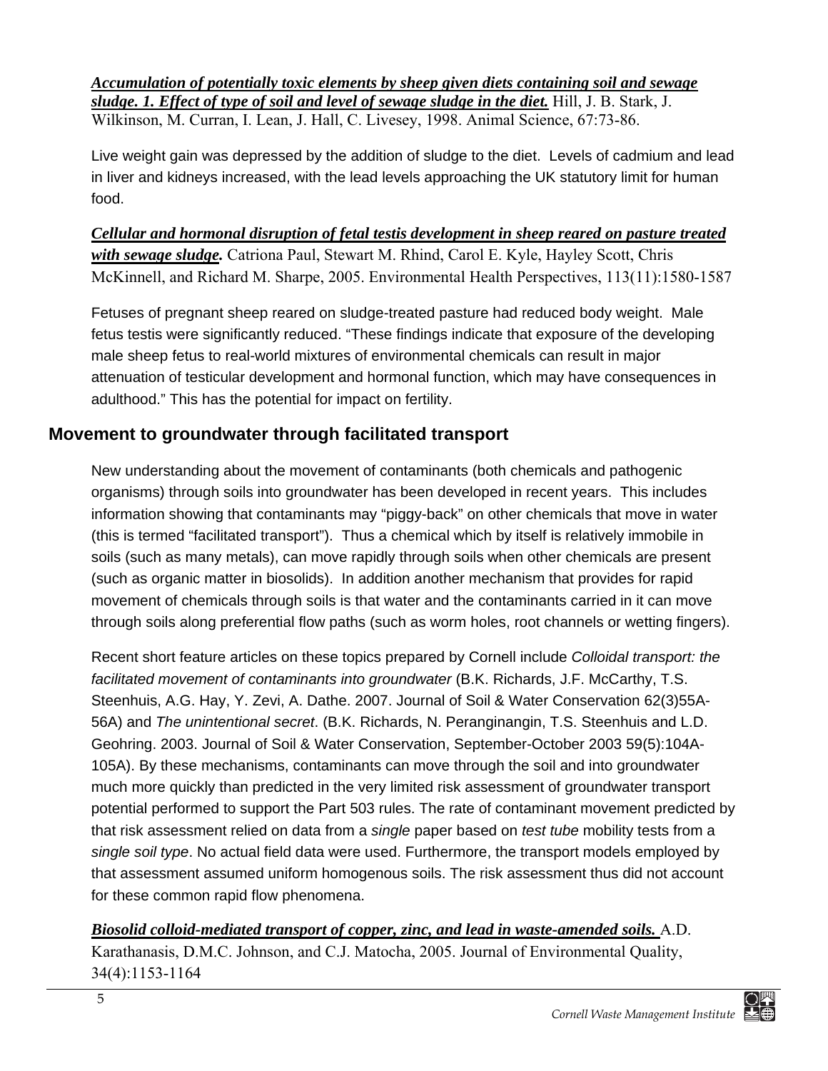***Accumulation of potentially toxic elements by sheep given diets containing soil and sewage sludge. 1. Effect of type of soil and level of sewage sludge in the diet.*** Hill, J. B. Stark, J. Wilkinson, M. Curran, I. Lean, J. Hall, C. Livesey, 1998. Animal Science, 67:73-86.

Live weight gain was depressed by the addition of sludge to the diet. Levels of cadmium and lead in liver and kidneys increased, with the lead levels approaching the UK statutory limit for human food.

***Cellular and hormonal disruption of fetal testis development in sheep reared on pasture treated with sewage sludge.*** Catriona Paul, Stewart M. Rhind, Carol E. Kyle, Hayley Scott, Chris McKinnell, and Richard M. Sharpe, 2005. Environmental Health Perspectives, 113(11):1580-1587

Fetuses of pregnant sheep reared on sludge-treated pasture had reduced body weight. Male fetus testis were significantly reduced. "These findings indicate that exposure of the developing male sheep fetus to real-world mixtures of environmental chemicals can result in major attenuation of testicular development and hormonal function, which may have consequences in adulthood." This has the potential for impact on fertility.

## Movement to groundwater through facilitated transport

New understanding about the movement of contaminants (both chemicals and pathogenic organisms) through soils into groundwater has been developed in recent years. This includes information showing that contaminants may "piggy-back" on other chemicals that move in water (this is termed "facilitated transport"). Thus a chemical which by itself is relatively immobile in soils (such as many metals), can move rapidly through soils when other chemicals are present (such as organic matter in biosolids). In addition another mechanism that provides for rapid movement of chemicals through soils is that water and the contaminants carried in it can move through soils along preferential flow paths (such as worm holes, root channels or wetting fingers).

Recent short feature articles on these topics prepared by Cornell include *Colloidal transport: the facilitated movement of contaminants into groundwater* (B.K. Richards, J.F. McCarthy, T.S. Steenhuis, A.G. Hay, Y. Zevi, A. Dathe. 2007. Journal of Soil & Water Conservation 62(3)55A-56A) and *The unintentional secret*. (B.K. Richards, N. Peranginangin, T.S. Steenhuis and L.D. Geohring. 2003. Journal of Soil & Water Conservation, September-October 2003 59(5):104A-105A). By these mechanisms, contaminants can move through the soil and into groundwater much more quickly than predicted in the very limited risk assessment of groundwater transport potential performed to support the Part 503 rules. The rate of contaminant movement predicted by that risk assessment relied on data from a *single* paper based on *test tube* mobility tests from a *single soil type*. No actual field data were used. Furthermore, the transport models employed by that assessment assumed uniform homogenous soils. The risk assessment thus did not account for these common rapid flow phenomena.

***Biosolid colloid-mediated transport of copper, zinc, and lead in waste-amended soils.*** A.D. Karathanasis, D.M.C. Johnson, and C.J. Matocha, 2005. Journal of Environmental Quality, 34(4):1153-1164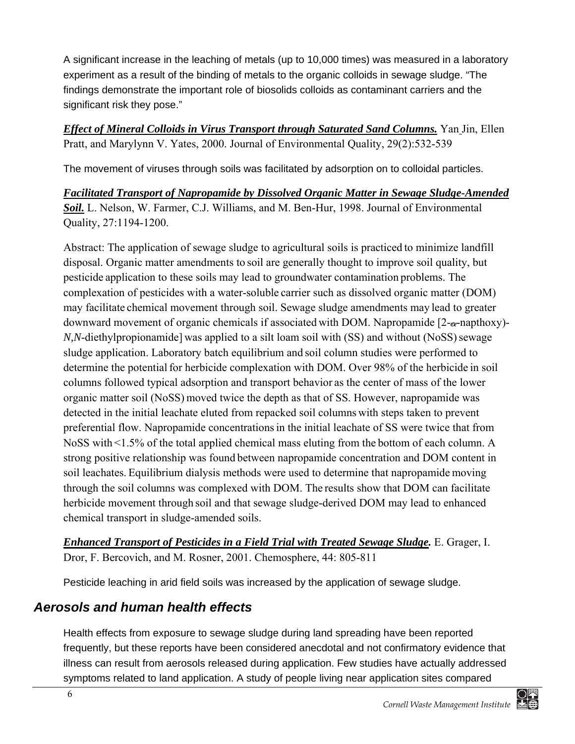A significant increase in the leaching of metals (up to 10,000 times) was measured in a laboratory experiment as a result of the binding of metals to the organic colloids in sewage sludge. "The findings demonstrate the important role of biosolids colloids as contaminant carriers and the significant risk they pose."

***Effect of Mineral Colloids in Virus Transport through Saturated Sand Columns.*** Yan Jin, Ellen Pratt, and Marylynn V. Yates, 2000. Journal of Environmental Quality, 29(2):532-539

The movement of viruses through soils was facilitated by adsorption on to colloidal particles.

***Facilitated Transport of Napropamide by Dissolved Organic Matter in Sewage Sludge-Amended Soil.*** L. Nelson, W. Farmer, C.J. Williams, and M. Ben-Hur, 1998. Journal of Environmental Quality, 27:1194-1200.

Abstract: The application of sewage sludge to agricultural soils is practiced to minimize landfill disposal. Organic matter amendments to soil are generally thought to improve soil quality, but pesticide application to these soils may lead to groundwater contamination problems. The complexation of pesticides with a water-soluble carrier such as dissolved organic matter (DOM) may facilitate chemical movement through soil. Sewage sludge amendments may lead to greater downward movement of organic chemicals if associated with DOM. Napropamide [2-$\alpha$-napthoxy)-*N,N*-diethylpropionamide] was applied to a silt loam soil with (SS) and without (NoSS) sewage sludge application. Laboratory batch equilibrium and soil column studies were performed to determine the potential for herbicide complexation with DOM. Over 98% of the herbicide in soil columns followed typical adsorption and transport behavior as the center of mass of the lower organic matter soil (NoSS) moved twice the depth as that of SS. However, napropamide was detected in the initial leachate eluted from repacked soil columns with steps taken to prevent preferential flow. Napropamide concentrations in the initial leachate of SS were twice that from NoSS with <1.5% of the total applied chemical mass eluting from the bottom of each column. A strong positive relationship was found between napropamide concentration and DOM content in soil leachates. Equilibrium dialysis methods were used to determine that napropamide moving through the soil columns was complexed with DOM. The results show that DOM can facilitate herbicide movement through soil and that sewage sludge-derived DOM may lead to enhanced chemical transport in sludge-amended soils.

***Enhanced Transport of Pesticides in a Field Trial with Treated Sewage Sludge.*** E. Grager, I. Dror, F. Bercovich, and M. Rosner, 2001. Chemosphere, 44: 805-811

Pesticide leaching in arid field soils was increased by the application of sewage sludge.

## *Aerosols and human health effects*

Health effects from exposure to sewage sludge during land spreading have been reported frequently, but these reports have been considered anecdotal and not confirmatory evidence that illness can result from aerosols released during application. Few studies have actually addressed symptoms related to land application. A study of people living near application sites compared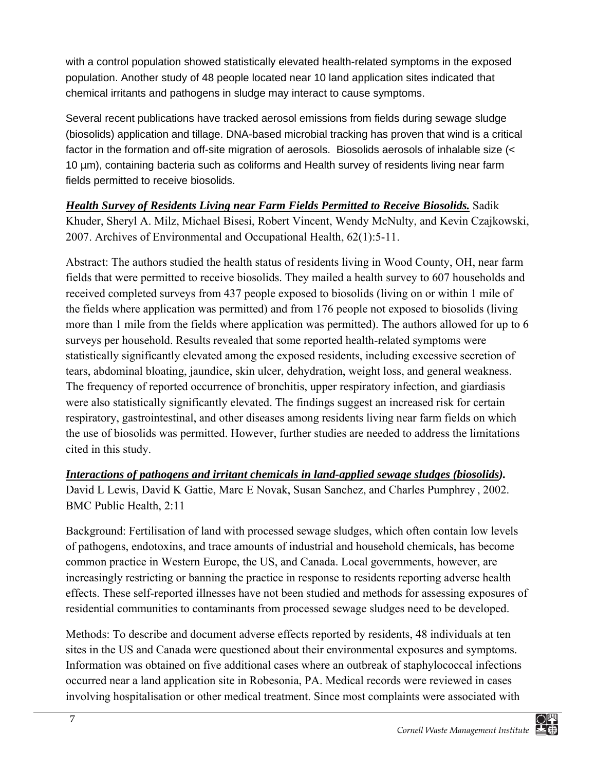with a control population showed statistically elevated health-related symptoms in the exposed population. Another study of 48 people located near 10 land application sites indicated that chemical irritants and pathogens in sludge may interact to cause symptoms.

Several recent publications have tracked aerosol emissions from fields during sewage sludge (biosolids) application and tillage. DNA-based microbial tracking has proven that wind is a critical factor in the formation and off-site migration of aerosols. Biosolids aerosols of inhalable size (< 10 µm), containing bacteria such as coliforms and Health survey of residents living near farm fields permitted to receive biosolids.

***Health Survey of Residents Living near Farm Fields Permitted to Receive Biosolids.*** Sadik Khuder, Sheryl A. Milz, Michael Bisesi, Robert Vincent, Wendy McNulty, and Kevin Czajkowski, 2007. Archives of Environmental and Occupational Health, 62(1):5-11.

Abstract: The authors studied the health status of residents living in Wood County, OH, near farm fields that were permitted to receive biosolids. They mailed a health survey to 607 households and received completed surveys from 437 people exposed to biosolids (living on or within 1 mile of the fields where application was permitted) and from 176 people not exposed to biosolids (living more than 1 mile from the fields where application was permitted). The authors allowed for up to 6 surveys per household. Results revealed that some reported health-related symptoms were statistically significantly elevated among the exposed residents, including excessive secretion of tears, abdominal bloating, jaundice, skin ulcer, dehydration, weight loss, and general weakness. The frequency of reported occurrence of bronchitis, upper respiratory infection, and giardiasis were also statistically significantly elevated. The findings suggest an increased risk for certain respiratory, gastrointestinal, and other diseases among residents living near farm fields on which the use of biosolids was permitted. However, further studies are needed to address the limitations cited in this study.

***Interactions of pathogens and irritant chemicals in land-applied sewage sludges (biosolids).*** David L Lewis, David K Gattie, Marc E Novak, Susan Sanchez, and Charles Pumphrey , 2002. BMC Public Health, 2:11

Background: Fertilisation of land with processed sewage sludges, which often contain low levels of pathogens, endotoxins, and trace amounts of industrial and household chemicals, has become common practice in Western Europe, the US, and Canada. Local governments, however, are increasingly restricting or banning the practice in response to residents reporting adverse health effects. These self-reported illnesses have not been studied and methods for assessing exposures of residential communities to contaminants from processed sewage sludges need to be developed.

Methods: To describe and document adverse effects reported by residents, 48 individuals at ten sites in the US and Canada were questioned about their environmental exposures and symptoms. Information was obtained on five additional cases where an outbreak of staphylococcal infections occurred near a land application site in Robesonia, PA. Medical records were reviewed in cases involving hospitalisation or other medical treatment. Since most complaints were associated with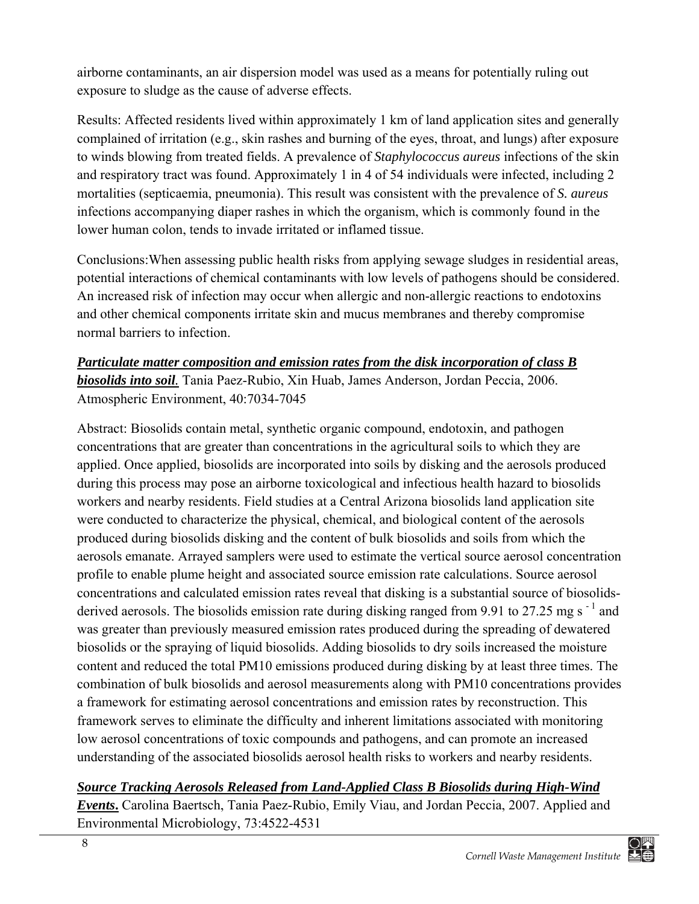airborne contaminants, an air dispersion model was used as a means for potentially ruling out exposure to sludge as the cause of adverse effects.

Results: Affected residents lived within approximately 1 km of land application sites and generally complained of irritation (e.g., skin rashes and burning of the eyes, throat, and lungs) after exposure to winds blowing from treated fields. A prevalence of *Staphylococcus aureus* infections of the skin and respiratory tract was found. Approximately 1 in 4 of 54 individuals were infected, including 2 mortalities (septicaemia, pneumonia). This result was consistent with the prevalence of *S. aureus* infections accompanying diaper rashes in which the organism, which is commonly found in the lower human colon, tends to invade irritated or inflamed tissue.

Conclusions:When assessing public health risks from applying sewage sludges in residential areas, potential interactions of chemical contaminants with low levels of pathogens should be considered. An increased risk of infection may occur when allergic and non-allergic reactions to endotoxins and other chemical components irritate skin and mucus membranes and thereby compromise normal barriers to infection.

***Particulate matter composition and emission rates from the disk incorporation of class B biosolids into soil*.** Tania Paez-Rubio, Xin Huab, James Anderson, Jordan Peccia, 2006. Atmospheric Environment, 40:7034-7045

Abstract: Biosolids contain metal, synthetic organic compound, endotoxin, and pathogen concentrations that are greater than concentrations in the agricultural soils to which they are applied. Once applied, biosolids are incorporated into soils by disking and the aerosols produced during this process may pose an airborne toxicological and infectious health hazard to biosolids workers and nearby residents. Field studies at a Central Arizona biosolids land application site were conducted to characterize the physical, chemical, and biological content of the aerosols produced during biosolids disking and the content of bulk biosolids and soils from which the aerosols emanate. Arrayed samplers were used to estimate the vertical source aerosol concentration profile to enable plume height and associated source emission rate calculations. Source aerosol concentrations and calculated emission rates reveal that disking is a substantial source of biosolids-derived aerosols. The biosolids emission rate during disking ranged from 9.91 to 27.25 mg $s^{-1}$ and was greater than previously measured emission rates produced during the spreading of dewatered biosolids or the spraying of liquid biosolids. Adding biosolids to dry soils increased the moisture content and reduced the total PM10 emissions produced during disking by at least three times. The combination of bulk biosolids and aerosol measurements along with PM10 concentrations provides a framework for estimating aerosol concentrations and emission rates by reconstruction. This framework serves to eliminate the difficulty and inherent limitations associated with monitoring low aerosol concentrations of toxic compounds and pathogens, and can promote an increased understanding of the associated biosolids aerosol health risks to workers and nearby residents.

***Source Tracking Aerosols Released from Land-Applied Class B Biosolids during High-Wind Events*.** Carolina Baertsch, Tania Paez-Rubio, Emily Viau, and Jordan Peccia, 2007. Applied and Environmental Microbiology, 73:4522-4531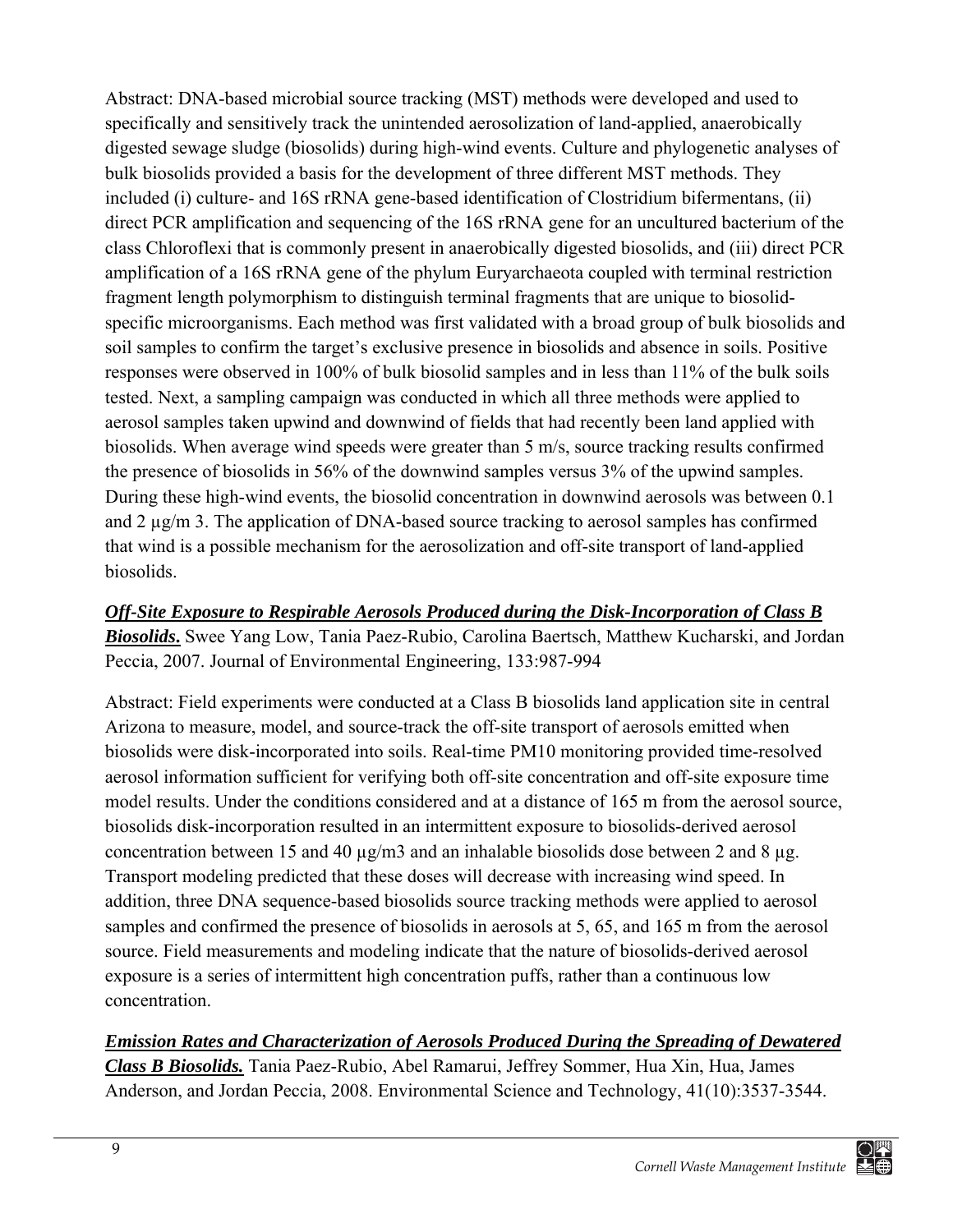Abstract: DNA-based microbial source tracking (MST) methods were developed and used to specifically and sensitively track the unintended aerosolization of land-applied, anaerobically digested sewage sludge (biosolids) during high-wind events. Culture and phylogenetic analyses of bulk biosolids provided a basis for the development of three different MST methods. They included (i) culture- and 16S rRNA gene-based identification of Clostridium bifermentans, (ii) direct PCR amplification and sequencing of the 16S rRNA gene for an uncultured bacterium of the class Chloroflexi that is commonly present in anaerobically digested biosolids, and (iii) direct PCR amplification of a 16S rRNA gene of the phylum Euryarchaeota coupled with terminal restriction fragment length polymorphism to distinguish terminal fragments that are unique to biosolid-specific microorganisms. Each method was first validated with a broad group of bulk biosolids and soil samples to confirm the target's exclusive presence in biosolids and absence in soils. Positive responses were observed in 100% of bulk biosolid samples and in less than 11% of the bulk soils tested. Next, a sampling campaign was conducted in which all three methods were applied to aerosol samples taken upwind and downwind of fields that had recently been land applied with biosolids. When average wind speeds were greater than 5 m/s, source tracking results confirmed the presence of biosolids in 56% of the downwind samples versus 3% of the upwind samples. During these high-wind events, the biosolid concentration in downwind aerosols was between 0.1 and 2 µg/m 3. The application of DNA-based source tracking to aerosol samples has confirmed that wind is a possible mechanism for the aerosolization and off-site transport of land-applied biosolids.

***Off-Site Exposure to Respirable Aerosols Produced during the Disk-Incorporation of Class B Biosolids.*** Swee Yang Low, Tania Paez-Rubio, Carolina Baertsch, Matthew Kucharski, and Jordan Peccia, 2007. Journal of Environmental Engineering, 133:987-994

Abstract: Field experiments were conducted at a Class B biosolids land application site in central Arizona to measure, model, and source-track the off-site transport of aerosols emitted when biosolids were disk-incorporated into soils. Real-time PM10 monitoring provided time-resolved aerosol information sufficient for verifying both off-site concentration and off-site exposure time model results. Under the conditions considered and at a distance of 165 m from the aerosol source, biosolids disk-incorporation resulted in an intermittent exposure to biosolids-derived aerosol concentration between 15 and 40 µg/m3 and an inhalable biosolids dose between 2 and 8 µg. Transport modeling predicted that these doses will decrease with increasing wind speed. In addition, three DNA sequence-based biosolids source tracking methods were applied to aerosol samples and confirmed the presence of biosolids in aerosols at 5, 65, and 165 m from the aerosol source. Field measurements and modeling indicate that the nature of biosolids-derived aerosol exposure is a series of intermittent high concentration puffs, rather than a continuous low concentration.

***Emission Rates and Characterization of Aerosols Produced During the Spreading of Dewatered Class B Biosolids.*** Tania Paez-Rubio, Abel Ramarui, Jeffrey Sommer, Hua Xin, Hua, James Anderson, and Jordan Peccia, 2008. Environmental Science and Technology, 41(10):3537-3544.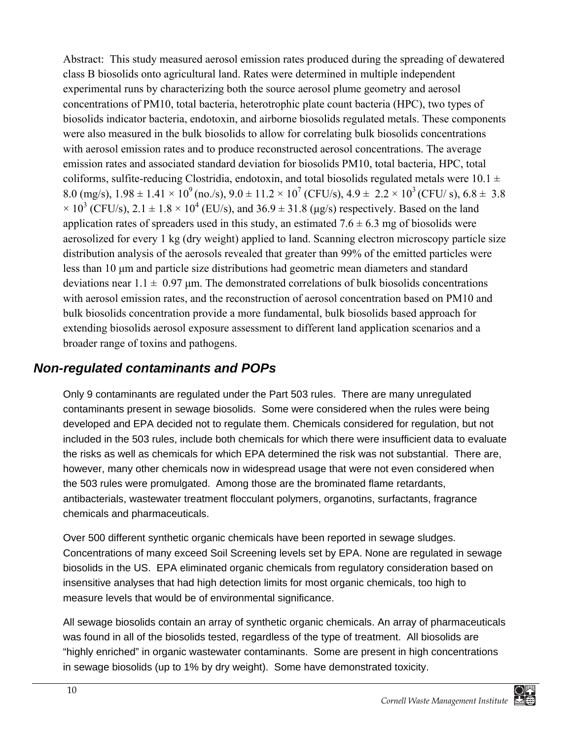Abstract: This study measured aerosol emission rates produced during the spreading of dewatered class B biosolids onto agricultural land. Rates were determined in multiple independent experimental runs by characterizing both the source aerosol plume geometry and aerosol concentrations of PM10, total bacteria, heterotrophic plate count bacteria (HPC), two types of biosolids indicator bacteria, endotoxin, and airborne biosolids regulated metals. These components were also measured in the bulk biosolids to allow for correlating bulk biosolids concentrations with aerosol emission rates and to produce reconstructed aerosol concentrations. The average emission rates and associated standard deviation for biosolids PM10, total bacteria, HPC, total coliforms, sulfite-reducing Clostridia, endotoxin, and total biosolids regulated metals were $10.1 \pm 8.0$ (mg/s), $1.98 \pm 1.41 \times 10^9$ (no./s), $9.0 \pm 11.2 \times 10^7$ (CFU/s), $4.9 \pm 2.2 \times 10^3$ (CFU/ s), $6.8 \pm 3.8 \times 10^3$ (CFU/s), $2.1 \pm 1.8 \times 10^4$ (EU/s), and $36.9 \pm 31.8$ (μg/s) respectively. Based on the land application rates of spreaders used in this study, an estimated $7.6 \pm 6.3$ mg of biosolids were aerosolized for every 1 kg (dry weight) applied to land. Scanning electron microscopy particle size distribution analysis of the aerosols revealed that greater than 99% of the emitted particles were less than 10 μm and particle size distributions had geometric mean diameters and standard deviations near $1.1 \pm 0.97$ μm. The demonstrated correlations of bulk biosolids concentrations with aerosol emission rates, and the reconstruction of aerosol concentration based on PM10 and bulk biosolids concentration provide a more fundamental, bulk biosolids based approach for extending biosolids aerosol exposure assessment to different land application scenarios and a broader range of toxins and pathogens.

## *Non-regulated contaminants and POPs*

Only 9 contaminants are regulated under the Part 503 rules. There are many unregulated contaminants present in sewage biosolids. Some were considered when the rules were being developed and EPA decided not to regulate them. Chemicals considered for regulation, but not included in the 503 rules, include both chemicals for which there were insufficient data to evaluate the risks as well as chemicals for which EPA determined the risk was not substantial. There are, however, many other chemicals now in widespread usage that were not even considered when the 503 rules were promulgated. Among those are the brominated flame retardants, antibacterials, wastewater treatment flocculant polymers, organotins, surfactants, fragrance chemicals and pharmaceuticals.

Over 500 different synthetic organic chemicals have been reported in sewage sludges. Concentrations of many exceed Soil Screening levels set by EPA. None are regulated in sewage biosolids in the US. EPA eliminated organic chemicals from regulatory consideration based on insensitive analyses that had high detection limits for most organic chemicals, too high to measure levels that would be of environmental significance.

All sewage biosolids contain an array of synthetic organic chemicals. An array of pharmaceuticals was found in all of the biosolids tested, regardless of the type of treatment. All biosolids are "highly enriched" in organic wastewater contaminants. Some are present in high concentrations in sewage biosolids (up to 1% by dry weight). Some have demonstrated toxicity.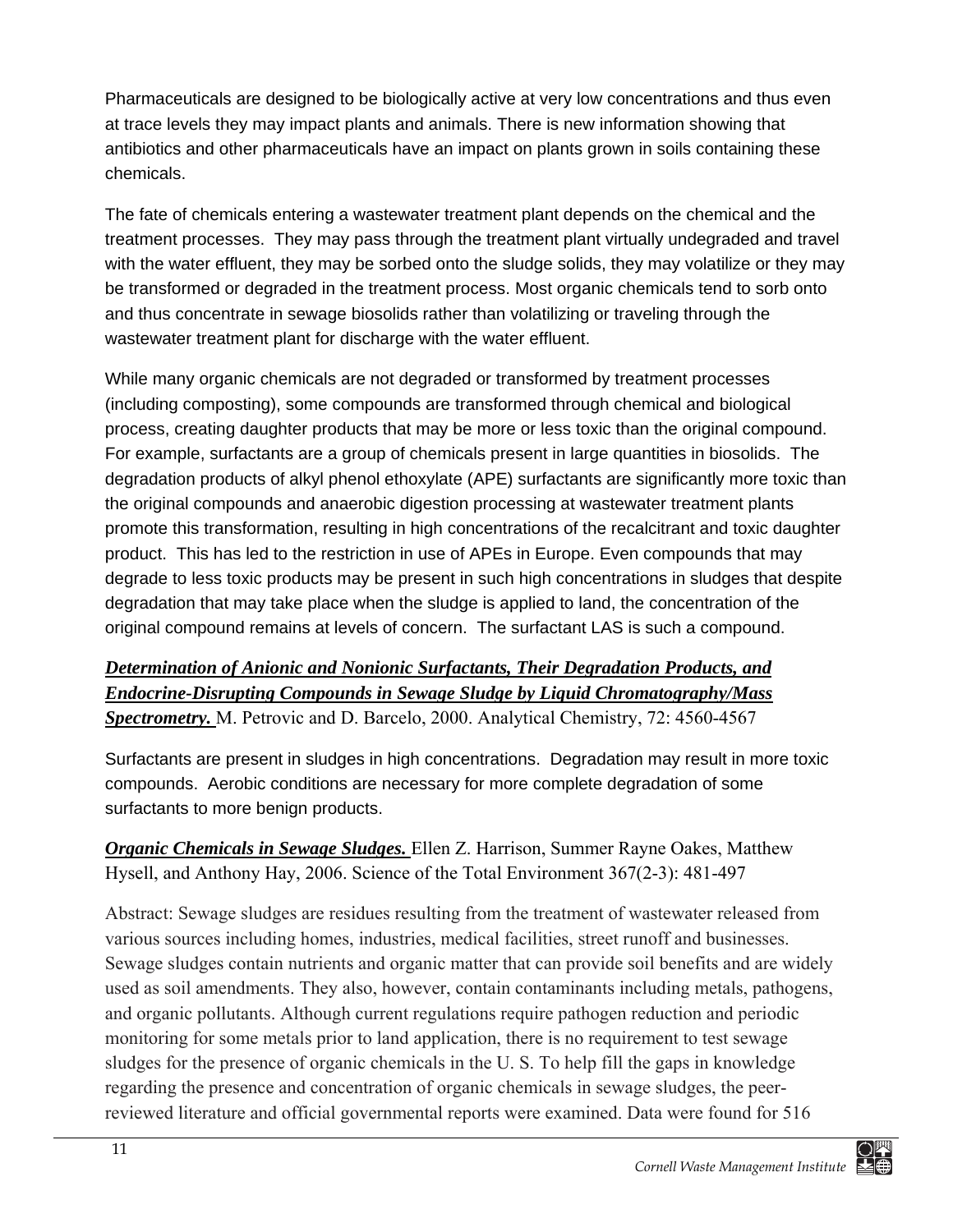Pharmaceuticals are designed to be biologically active at very low concentrations and thus even at trace levels they may impact plants and animals. There is new information showing that antibiotics and other pharmaceuticals have an impact on plants grown in soils containing these chemicals.

The fate of chemicals entering a wastewater treatment plant depends on the chemical and the treatment processes. They may pass through the treatment plant virtually undegraded and travel with the water effluent, they may be sorbed onto the sludge solids, they may volatilize or they may be transformed or degraded in the treatment process. Most organic chemicals tend to sorb onto and thus concentrate in sewage biosolids rather than volatilizing or traveling through the wastewater treatment plant for discharge with the water effluent.

While many organic chemicals are not degraded or transformed by treatment processes (including composting), some compounds are transformed through chemical and biological process, creating daughter products that may be more or less toxic than the original compound. For example, surfactants are a group of chemicals present in large quantities in biosolids. The degradation products of alkyl phenol ethoxylate (APE) surfactants are significantly more toxic than the original compounds and anaerobic digestion processing at wastewater treatment plants promote this transformation, resulting in high concentrations of the recalcitrant and toxic daughter product. This has led to the restriction in use of APEs in Europe. Even compounds that may degrade to less toxic products may be present in such high concentrations in sludges that despite degradation that may take place when the sludge is applied to land, the concentration of the original compound remains at levels of concern. The surfactant LAS is such a compound.

***Determination of Anionic and Nonionic Surfactants, Their Degradation Products, and Endocrine-Disrupting Compounds in Sewage Sludge by Liquid Chromatography/Mass Spectrometry.*** M. Petrovic and D. Barcelo, 2000. Analytical Chemistry, 72: 4560-4567

Surfactants are present in sludges in high concentrations. Degradation may result in more toxic compounds. Aerobic conditions are necessary for more complete degradation of some surfactants to more benign products.

***Organic Chemicals in Sewage Sludges.*** Ellen Z. Harrison, Summer Rayne Oakes, Matthew Hysell, and Anthony Hay, 2006. Science of the Total Environment 367(2-3): 481-497

Abstract: Sewage sludges are residues resulting from the treatment of wastewater released from various sources including homes, industries, medical facilities, street runoff and businesses. Sewage sludges contain nutrients and organic matter that can provide soil benefits and are widely used as soil amendments. They also, however, contain contaminants including metals, pathogens, and organic pollutants. Although current regulations require pathogen reduction and periodic monitoring for some metals prior to land application, there is no requirement to test sewage sludges for the presence of organic chemicals in the U. S. To help fill the gaps in knowledge regarding the presence and concentration of organic chemicals in sewage sludges, the peer-reviewed literature and official governmental reports were examined. Data were found for 516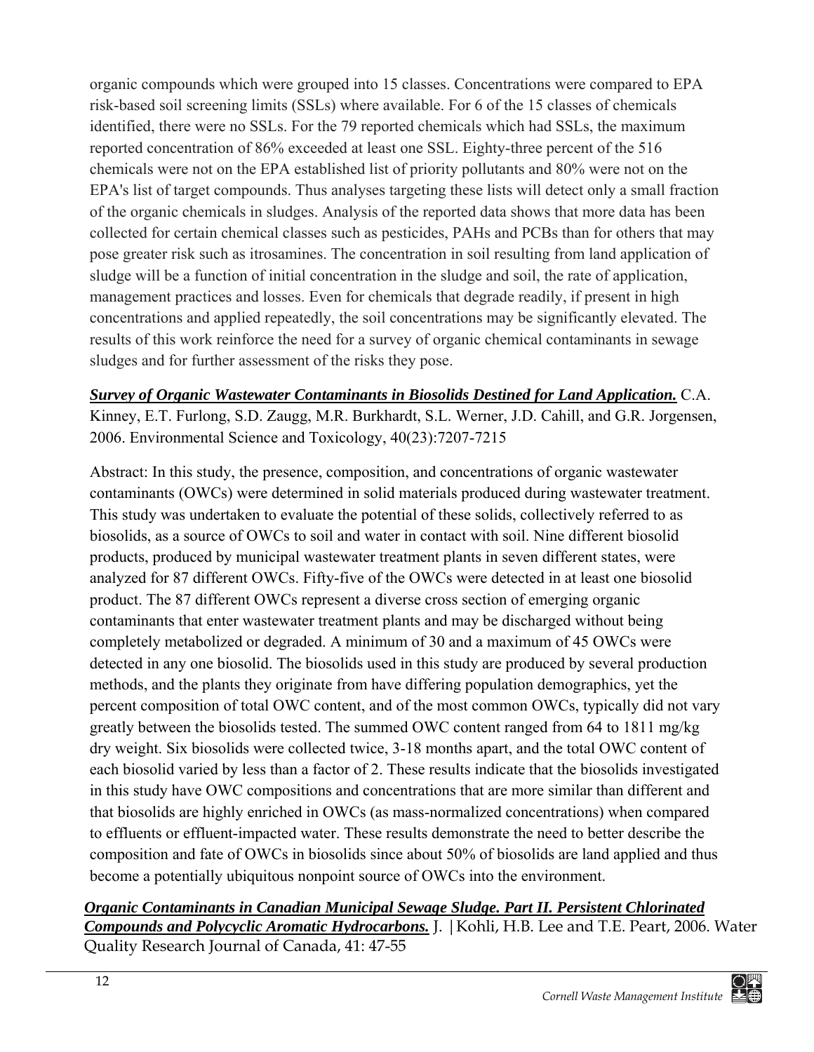organic compounds which were grouped into 15 classes. Concentrations were compared to EPA risk-based soil screening limits (SSLs) where available. For 6 of the 15 classes of chemicals identified, there were no SSLs. For the 79 reported chemicals which had SSLs, the maximum reported concentration of 86% exceeded at least one SSL. Eighty-three percent of the 516 chemicals were not on the EPA established list of priority pollutants and 80% were not on the EPA's list of target compounds. Thus analyses targeting these lists will detect only a small fraction of the organic chemicals in sludges. Analysis of the reported data shows that more data has been collected for certain chemical classes such as pesticides, PAHs and PCBs than for others that may pose greater risk such as itrosamines. The concentration in soil resulting from land application of sludge will be a function of initial concentration in the sludge and soil, the rate of application, management practices and losses. Even for chemicals that degrade readily, if present in high concentrations and applied repeatedly, the soil concentrations may be significantly elevated. The results of this work reinforce the need for a survey of organic chemical contaminants in sewage sludges and for further assessment of the risks they pose.

***Survey of Organic Wastewater Contaminants in Biosolids Destined for Land Application.*** C.A. Kinney, E.T. Furlong, S.D. Zaugg, M.R. Burkhardt, S.L. Werner, J.D. Cahill, and G.R. Jorgensen, 2006. Environmental Science and Toxicology, 40(23):7207-7215

Abstract: In this study, the presence, composition, and concentrations of organic wastewater contaminants (OWCs) were determined in solid materials produced during wastewater treatment. This study was undertaken to evaluate the potential of these solids, collectively referred to as biosolids, as a source of OWCs to soil and water in contact with soil. Nine different biosolid products, produced by municipal wastewater treatment plants in seven different states, were analyzed for 87 different OWCs. Fifty-five of the OWCs were detected in at least one biosolid product. The 87 different OWCs represent a diverse cross section of emerging organic contaminants that enter wastewater treatment plants and may be discharged without being completely metabolized or degraded. A minimum of 30 and a maximum of 45 OWCs were detected in any one biosolid. The biosolids used in this study are produced by several production methods, and the plants they originate from have differing population demographics, yet the percent composition of total OWC content, and of the most common OWCs, typically did not vary greatly between the biosolids tested. The summed OWC content ranged from 64 to 1811 mg/kg dry weight. Six biosolids were collected twice, 3-18 months apart, and the total OWC content of each biosolid varied by less than a factor of 2. These results indicate that the biosolids investigated in this study have OWC compositions and concentrations that are more similar than different and that biosolids are highly enriched in OWCs (as mass-normalized concentrations) when compared to effluents or effluent-impacted water. These results demonstrate the need to better describe the composition and fate of OWCs in biosolids since about 50% of biosolids are land applied and thus become a potentially ubiquitous nonpoint source of OWCs into the environment.

***Organic Contaminants in Canadian Municipal Sewage Sludge. Part II. Persistent Chlorinated Compounds and Polycyclic Aromatic Hydrocarbons.*** J. |Kohli, H.B. Lee and T.E. Peart, 2006. Water Quality Research Journal of Canada, 41: 47-55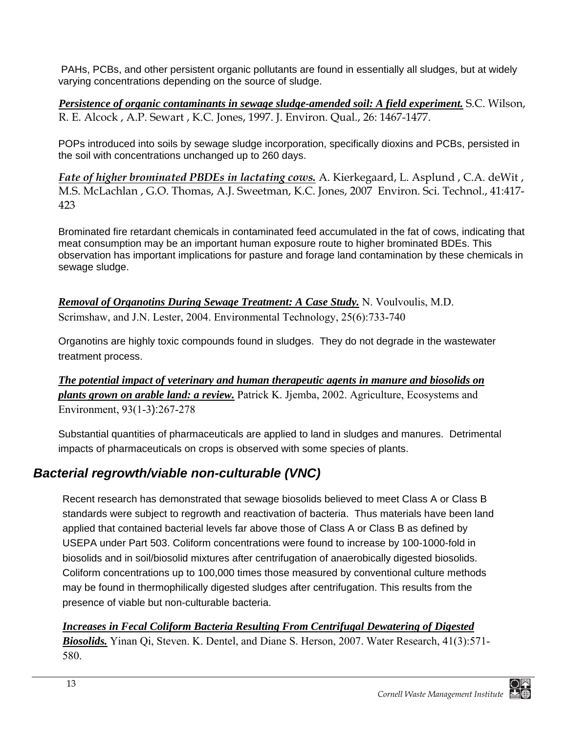PAHs, PCBs, and other persistent organic pollutants are found in essentially all sludges, but at widely varying concentrations depending on the source of sludge.

***Persistence of organic contaminants in sewage sludge-amended soil: A field experiment.*** S.C. Wilson, R. E. Alcock , A.P. Sewart , K.C. Jones, 1997. J. Environ. Qual., 26: 1467-1477.

POPs introduced into soils by sewage sludge incorporation, specifically dioxins and PCBs, persisted in the soil with concentrations unchanged up to 260 days.

***Fate of higher brominated PBDEs in lactating cows.*** A. Kierkegaard, L. Asplund , C.A. deWit , M.S. McLachlan , G.O. Thomas, A.J. Sweetman, K.C. Jones, 2007 Environ. Sci. Technol., 41:417-423

Brominated fire retardant chemicals in contaminated feed accumulated in the fat of cows, indicating that meat consumption may be an important human exposure route to higher brominated BDEs. This observation has important implications for pasture and forage land contamination by these chemicals in sewage sludge.

***Removal of Organotins During Sewage Treatment: A Case Study.*** N. Voulvoulis, M.D. Scrimshaw, and J.N. Lester, 2004. Environmental Technology, 25(6):733-740

Organotins are highly toxic compounds found in sludges. They do not degrade in the wastewater treatment process.

***The potential impact of veterinary and human therapeutic agents in manure and biosolids on plants grown on arable land: a review.*** Patrick K. Jjemba, 2002. Agriculture, Ecosystems and Environment, 93(1-3):267-278

Substantial quantities of pharmaceuticals are applied to land in sludges and manures. Detrimental impacts of pharmaceuticals on crops is observed with some species of plants.

## *Bacterial regrowth/viable non-culturable (VNC)*

Recent research has demonstrated that sewage biosolids believed to meet Class A or Class B standards were subject to regrowth and reactivation of bacteria. Thus materials have been land applied that contained bacterial levels far above those of Class A or Class B as defined by USEPA under Part 503. Coliform concentrations were found to increase by 100-1000-fold in biosolids and in soil/biosolid mixtures after centrifugation of anaerobically digested biosolids. Coliform concentrations up to 100,000 times those measured by conventional culture methods may be found in thermophilically digested sludges after centrifugation. This results from the presence of viable but non-culturable bacteria.

***Increases in Fecal Coliform Bacteria Resulting From Centrifugal Dewatering of Digested Biosolids.*** Yinan Qi, Steven. K. Dentel, and Diane S. Herson, 2007. Water Research, 41(3):571-580.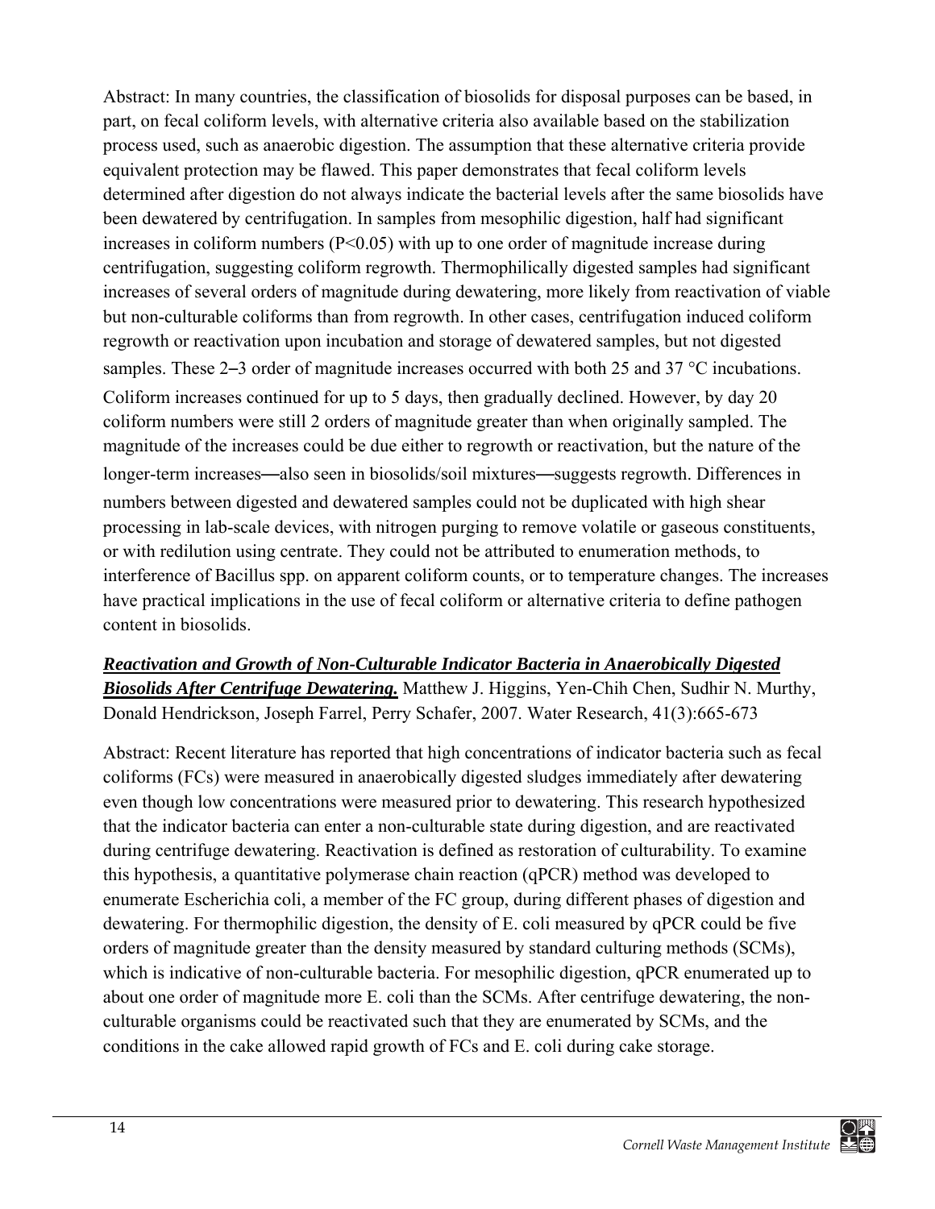Abstract: In many countries, the classification of biosolids for disposal purposes can be based, in part, on fecal coliform levels, with alternative criteria also available based on the stabilization process used, such as anaerobic digestion. The assumption that these alternative criteria provide equivalent protection may be flawed. This paper demonstrates that fecal coliform levels determined after digestion do not always indicate the bacterial levels after the same biosolids have been dewatered by centrifugation. In samples from mesophilic digestion, half had significant increases in coliform numbers ($P<0.05$) with up to one order of magnitude increase during centrifugation, suggesting coliform regrowth. Thermophilically digested samples had significant increases of several orders of magnitude during dewatering, more likely from reactivation of viable but non-culturable coliforms than from regrowth. In other cases, centrifugation induced coliform regrowth or reactivation upon incubation and storage of dewatered samples, but not digested samples. These 2–3 order of magnitude increases occurred with both 25 and 37 °C incubations. Coliform increases continued for up to 5 days, then gradually declined. However, by day 20 coliform numbers were still 2 orders of magnitude greater than when originally sampled. The magnitude of the increases could be due either to regrowth or reactivation, but the nature of the longer-term increases—also seen in biosolids/soil mixtures—suggests regrowth. Differences in numbers between digested and dewatered samples could not be duplicated with high shear processing in lab-scale devices, with nitrogen purging to remove volatile or gaseous constituents, or with redilution using centrate. They could not be attributed to enumeration methods, to interference of Bacillus spp. on apparent coliform counts, or to temperature changes. The increases have practical implications in the use of fecal coliform or alternative criteria to define pathogen content in biosolids.

***Reactivation and Growth of Non-Culturable Indicator Bacteria in Anaerobically Digested Biosolids After Centrifuge Dewatering.*** Matthew J. Higgins, Yen-Chih Chen, Sudhir N. Murthy, Donald Hendrickson, Joseph Farrel, Perry Schafer, 2007. Water Research, 41(3):665-673

Abstract: Recent literature has reported that high concentrations of indicator bacteria such as fecal coliforms (FCs) were measured in anaerobically digested sludges immediately after dewatering even though low concentrations were measured prior to dewatering. This research hypothesized that the indicator bacteria can enter a non-culturable state during digestion, and are reactivated during centrifuge dewatering. Reactivation is defined as restoration of culturability. To examine this hypothesis, a quantitative polymerase chain reaction (qPCR) method was developed to enumerate Escherichia coli, a member of the FC group, during different phases of digestion and dewatering. For thermophilic digestion, the density of E. coli measured by qPCR could be five orders of magnitude greater than the density measured by standard culturing methods (SCMs), which is indicative of non-culturable bacteria. For mesophilic digestion, qPCR enumerated up to about one order of magnitude more E. coli than the SCMs. After centrifuge dewatering, the non-culturable organisms could be reactivated such that they are enumerated by SCMs, and the conditions in the cake allowed rapid growth of FCs and E. coli during cake storage.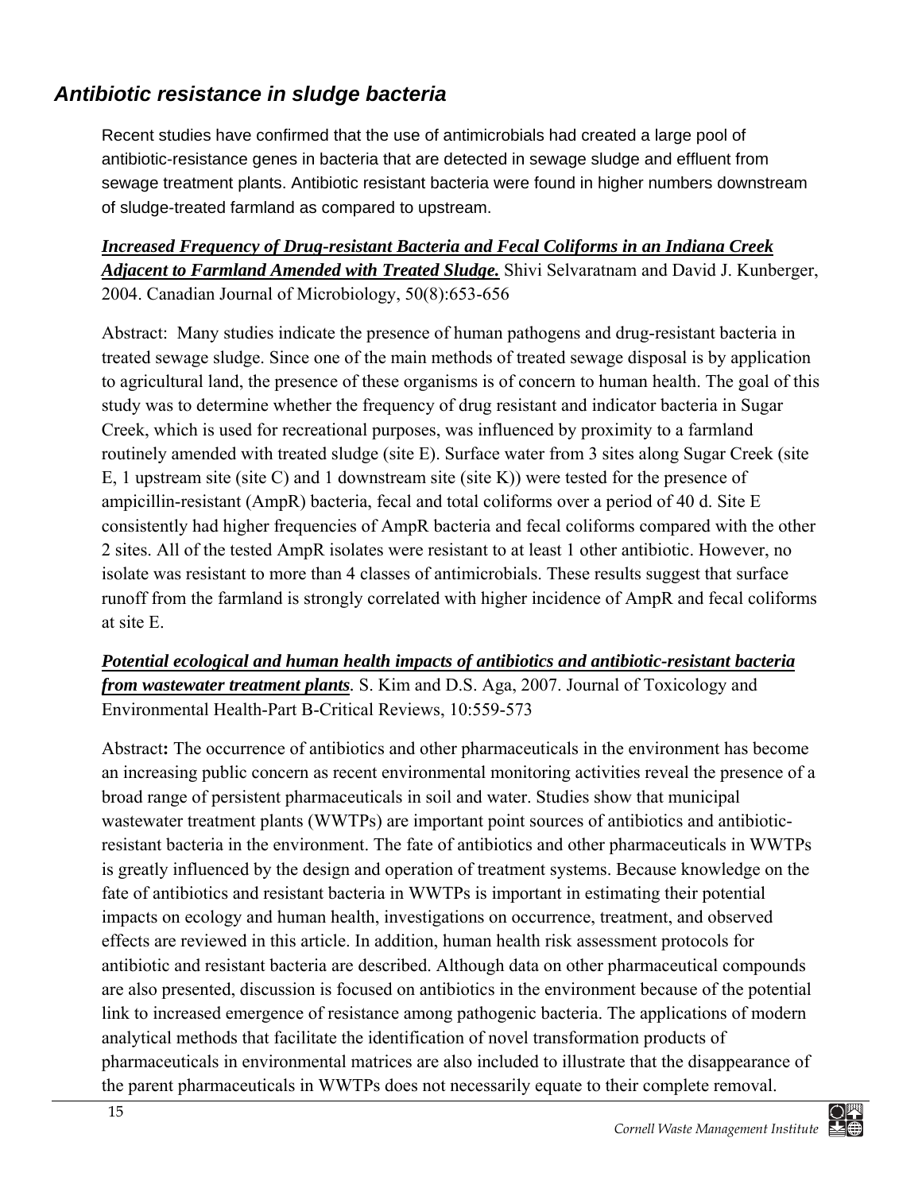## *Antibiotic resistance in sludge bacteria*

Recent studies have confirmed that the use of antimicrobials had created a large pool of antibiotic-resistance genes in bacteria that are detected in sewage sludge and effluent from sewage treatment plants. Antibiotic resistant bacteria were found in higher numbers downstream of sludge-treated farmland as compared to upstream.

***Increased Frequency of Drug-resistant Bacteria and Fecal Coliforms in an Indiana Creek Adjacent to Farmland Amended with Treated Sludge.*** Shivi Selvaratnam and David J. Kunberger, 2004. Canadian Journal of Microbiology, 50(8):653-656

Abstract: Many studies indicate the presence of human pathogens and drug-resistant bacteria in treated sewage sludge. Since one of the main methods of treated sewage disposal is by application to agricultural land, the presence of these organisms is of concern to human health. The goal of this study was to determine whether the frequency of drug resistant and indicator bacteria in Sugar Creek, which is used for recreational purposes, was influenced by proximity to a farmland routinely amended with treated sludge (site E). Surface water from 3 sites along Sugar Creek (site E, 1 upstream site (site C) and 1 downstream site (site K)) were tested for the presence of ampicillin-resistant (AmpR) bacteria, fecal and total coliforms over a period of 40 d. Site E consistently had higher frequencies of AmpR bacteria and fecal coliforms compared with the other 2 sites. All of the tested AmpR isolates were resistant to at least 1 other antibiotic. However, no isolate was resistant to more than 4 classes of antimicrobials. These results suggest that surface runoff from the farmland is strongly correlated with higher incidence of AmpR and fecal coliforms at site E.

***Potential ecological and human health impacts of antibiotics and antibiotic-resistant bacteria from wastewater treatment plants***. S. Kim and D.S. Aga, 2007. Journal of Toxicology and Environmental Health-Part B-Critical Reviews, 10:559-573

Abstract**:** The occurrence of antibiotics and other pharmaceuticals in the environment has become an increasing public concern as recent environmental monitoring activities reveal the presence of a broad range of persistent pharmaceuticals in soil and water. Studies show that municipal wastewater treatment plants (WWTPs) are important point sources of antibiotics and antibiotic-resistant bacteria in the environment. The fate of antibiotics and other pharmaceuticals in WWTPs is greatly influenced by the design and operation of treatment systems. Because knowledge on the fate of antibiotics and resistant bacteria in WWTPs is important in estimating their potential impacts on ecology and human health, investigations on occurrence, treatment, and observed effects are reviewed in this article. In addition, human health risk assessment protocols for antibiotic and resistant bacteria are described. Although data on other pharmaceutical compounds are also presented, discussion is focused on antibiotics in the environment because of the potential link to increased emergence of resistance among pathogenic bacteria. The applications of modern analytical methods that facilitate the identification of novel transformation products of pharmaceuticals in environmental matrices are also included to illustrate that the disappearance of the parent pharmaceuticals in WWTPs does not necessarily equate to their complete removal.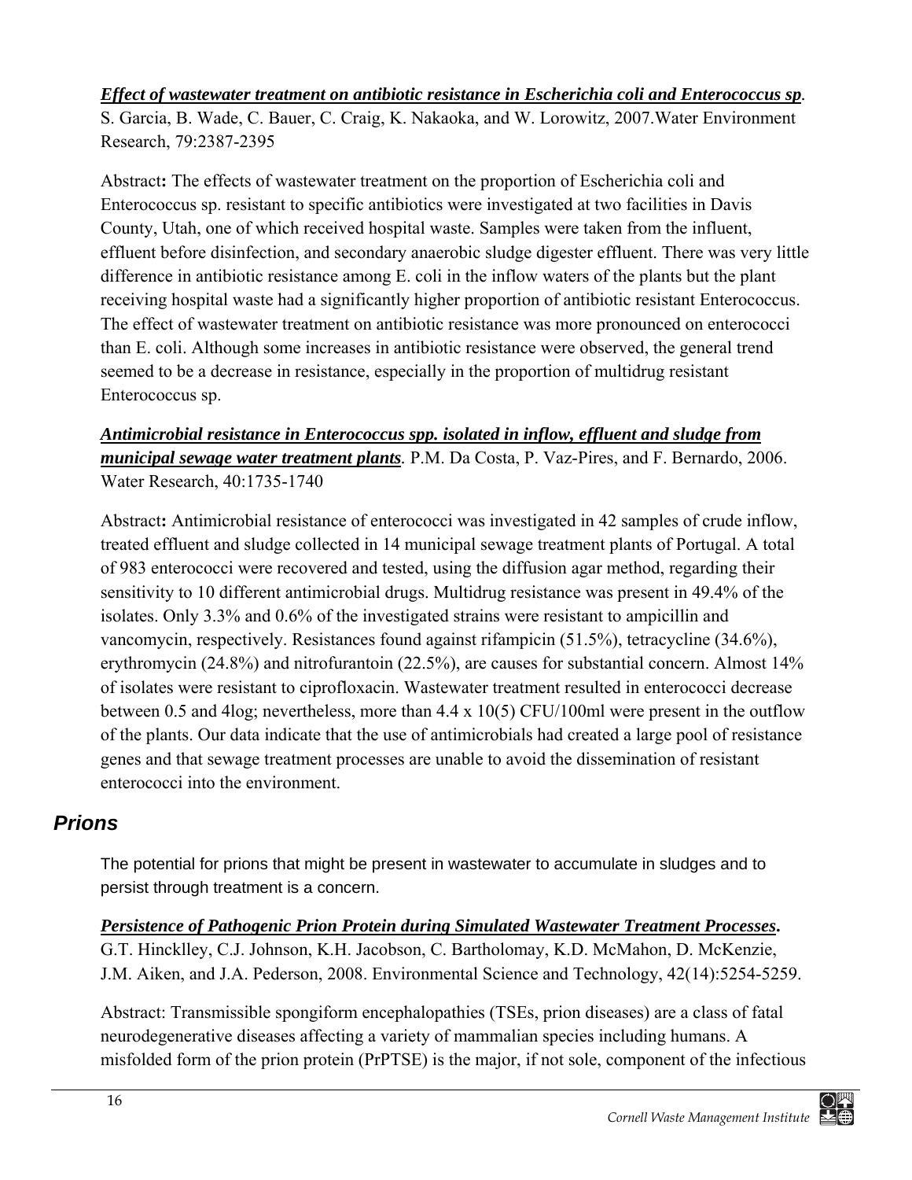***Effect of wastewater treatment on antibiotic resistance in Escherichia coli and Enterococcus sp***. S. Garcia, B. Wade, C. Bauer, C. Craig, K. Nakaoka, and W. Lorowitz, 2007.Water Environment Research, 79:2387-2395

Abstract**:** The effects of wastewater treatment on the proportion of Escherichia coli and Enterococcus sp. resistant to specific antibiotics were investigated at two facilities in Davis County, Utah, one of which received hospital waste. Samples were taken from the influent, effluent before disinfection, and secondary anaerobic sludge digester effluent. There was very little difference in antibiotic resistance among E. coli in the inflow waters of the plants but the plant receiving hospital waste had a significantly higher proportion of antibiotic resistant Enterococcus. The effect of wastewater treatment on antibiotic resistance was more pronounced on enterococci than E. coli. Although some increases in antibiotic resistance were observed, the general trend seemed to be a decrease in resistance, especially in the proportion of multidrug resistant Enterococcus sp.

***Antimicrobial resistance in Enterococcus spp. isolated in inflow, effluent and sludge from municipal sewage water treatment plants***. P.M. Da Costa, P. Vaz-Pires, and F. Bernardo, 2006. Water Research, 40:1735-1740

Abstract**:** Antimicrobial resistance of enterococci was investigated in 42 samples of crude inflow, treated effluent and sludge collected in 14 municipal sewage treatment plants of Portugal. A total of 983 enterococci were recovered and tested, using the diffusion agar method, regarding their sensitivity to 10 different antimicrobial drugs. Multidrug resistance was present in 49.4% of the isolates. Only 3.3% and 0.6% of the investigated strains were resistant to ampicillin and vancomycin, respectively. Resistances found against rifampicin (51.5%), tetracycline (34.6%), erythromycin (24.8%) and nitrofurantoin (22.5%), are causes for substantial concern. Almost 14% of isolates were resistant to ciprofloxacin. Wastewater treatment resulted in enterococci decrease between 0.5 and 4log; nevertheless, more than 4.4 x 10(5) CFU/100ml were present in the outflow of the plants. Our data indicate that the use of antimicrobials had created a large pool of resistance genes and that sewage treatment processes are unable to avoid the dissemination of resistant enterococci into the environment.

## *Prions*

The potential for prions that might be present in wastewater to accumulate in sludges and to persist through treatment is a concern.

***Persistence of Pathogenic Prion Protein during Simulated Wastewater Treatment Processes*.** G.T. Hincklley, C.J. Johnson, K.H. Jacobson, C. Bartholomay, K.D. McMahon, D. McKenzie, J.M. Aiken, and J.A. Pederson, 2008. Environmental Science and Technology, 42(14):5254-5259.

Abstract: Transmissible spongiform encephalopathies (TSEs, prion diseases) are a class of fatal neurodegenerative diseases affecting a variety of mammalian species including humans. A misfolded form of the prion protein (PrPTSE) is the major, if not sole, component of the infectious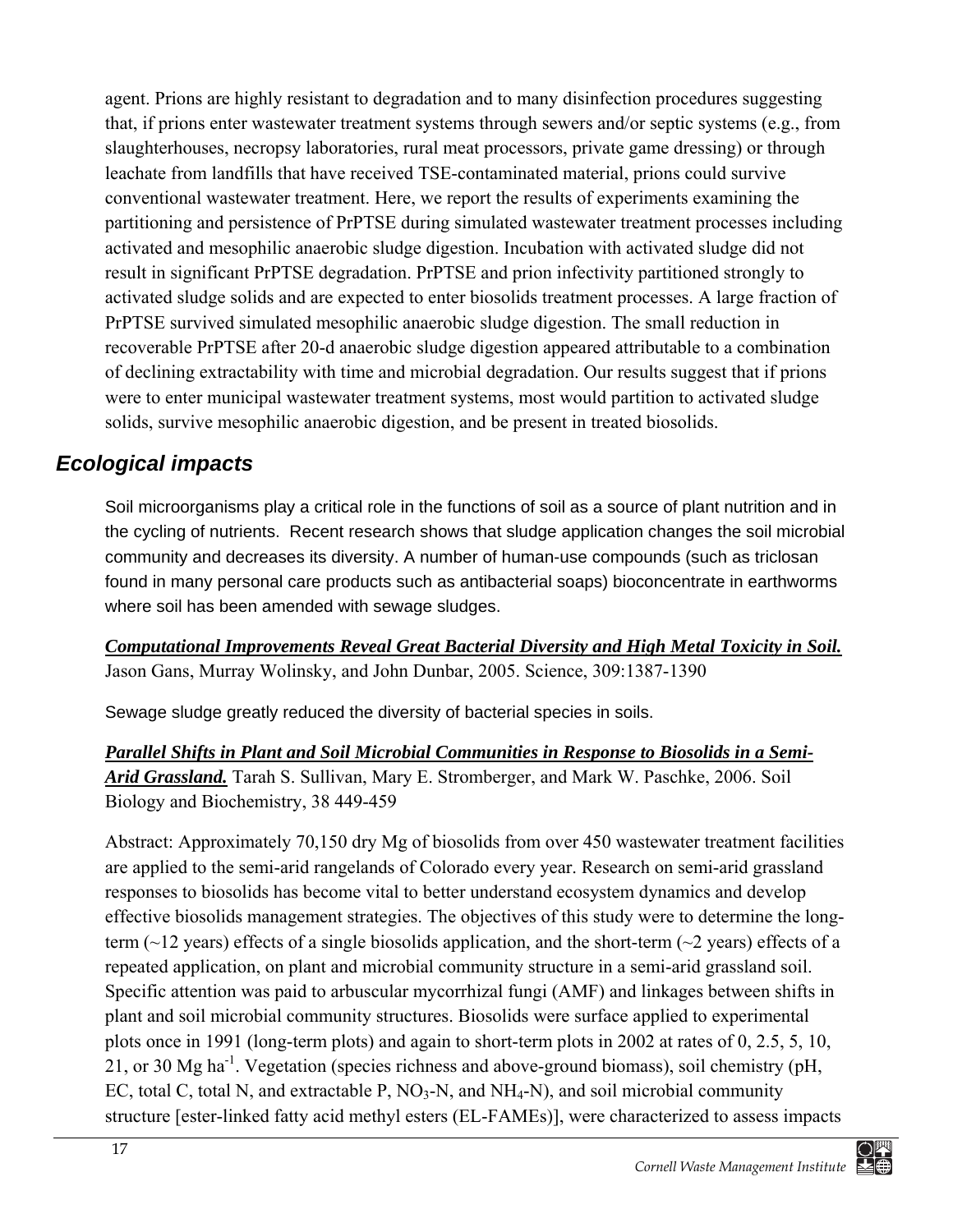agent. Prions are highly resistant to degradation and to many disinfection procedures suggesting that, if prions enter wastewater treatment systems through sewers and/or septic systems (e.g., from slaughterhouses, necropsy laboratories, rural meat processors, private game dressing) or through leachate from landfills that have received TSE-contaminated material, prions could survive conventional wastewater treatment. Here, we report the results of experiments examining the partitioning and persistence of PrPTSE during simulated wastewater treatment processes including activated and mesophilic anaerobic sludge digestion. Incubation with activated sludge did not result in significant PrPTSE degradation. PrPTSE and prion infectivity partitioned strongly to activated sludge solids and are expected to enter biosolids treatment processes. A large fraction of PrPTSE survived simulated mesophilic anaerobic sludge digestion. The small reduction in recoverable PrPTSE after 20-d anaerobic sludge digestion appeared attributable to a combination of declining extractability with time and microbial degradation. Our results suggest that if prions were to enter municipal wastewater treatment systems, most would partition to activated sludge solids, survive mesophilic anaerobic digestion, and be present in treated biosolids.

## *Ecological impacts*

Soil microorganisms play a critical role in the functions of soil as a source of plant nutrition and in the cycling of nutrients. Recent research shows that sludge application changes the soil microbial community and decreases its diversity. A number of human-use compounds (such as triclosan found in many personal care products such as antibacterial soaps) bioconcentrate in earthworms where soil has been amended with sewage sludges.

***Computational Improvements Reveal Great Bacterial Diversity and High Metal Toxicity in Soil.*** Jason Gans, Murray Wolinsky, and John Dunbar, 2005. Science, 309:1387-1390

Sewage sludge greatly reduced the diversity of bacterial species in soils.

***Parallel Shifts in Plant and Soil Microbial Communities in Response to Biosolids in a Semi-Arid Grassland.*** Tarah S. Sullivan, Mary E. Stromberger, and Mark W. Paschke, 2006. Soil Biology and Biochemistry, 38 449-459

Abstract: Approximately 70,150 dry Mg of biosolids from over 450 wastewater treatment facilities are applied to the semi-arid rangelands of Colorado every year. Research on semi-arid grassland responses to biosolids has become vital to better understand ecosystem dynamics and develop effective biosolids management strategies. The objectives of this study were to determine the long-term (~12 years) effects of a single biosolids application, and the short-term (~2 years) effects of a repeated application, on plant and microbial community structure in a semi-arid grassland soil. Specific attention was paid to arbuscular mycorrhizal fungi (AMF) and linkages between shifts in plant and soil microbial community structures. Biosolids were surface applied to experimental plots once in 1991 (long-term plots) and again to short-term plots in 2002 at rates of 0, 2.5, 5, 10, 21, or 30 Mg $ha^{-1}$. Vegetation (species richness and above-ground biomass), soil chemistry (pH, EC, total C, total N, and extractable P, $NO_3$-N, and $NH_4$-N), and soil microbial community structure [ester-linked fatty acid methyl esters (EL-FAMEs)], were characterized to assess impacts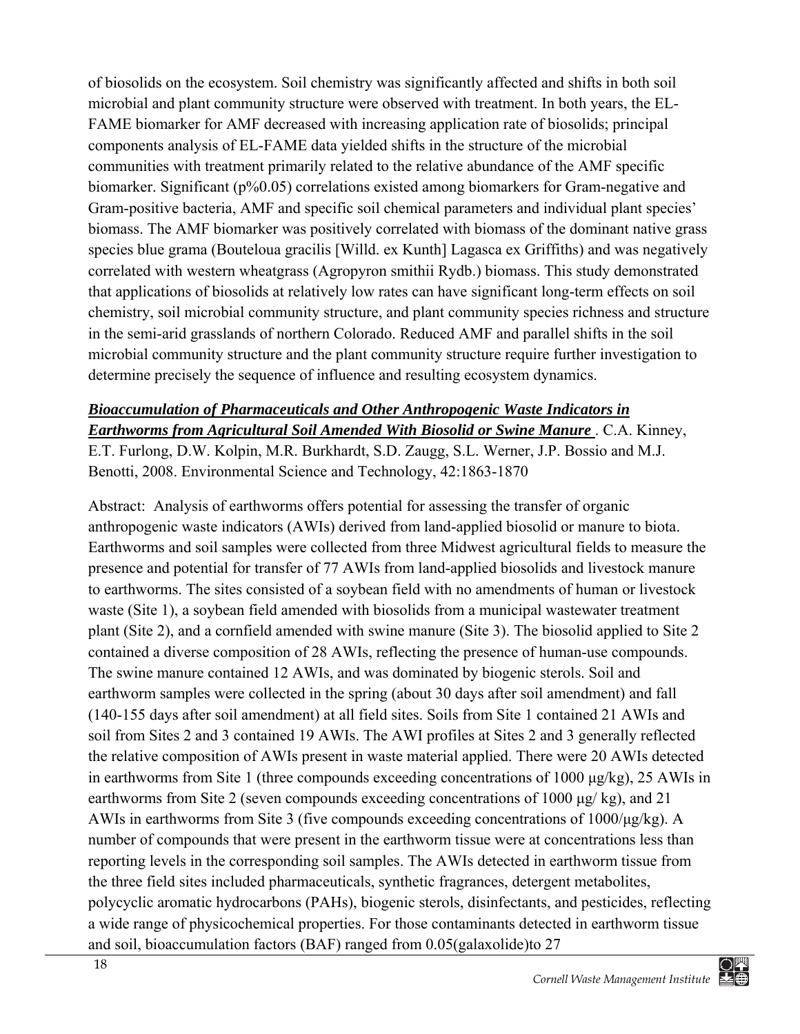of biosolids on the ecosystem. Soil chemistry was significantly affected and shifts in both soil microbial and plant community structure were observed with treatment. In both years, the EL-FAME biomarker for AMF decreased with increasing application rate of biosolids; principal components analysis of EL-FAME data yielded shifts in the structure of the microbial communities with treatment primarily related to the relative abundance of the AMF specific biomarker. Significant (p%0.05) correlations existed among biomarkers for Gram-negative and Gram-positive bacteria, AMF and specific soil chemical parameters and individual plant species' biomass. The AMF biomarker was positively correlated with biomass of the dominant native grass species blue grama (Bouteloua gracilis [Willd. ex Kunth] Lagasca ex Griffiths) and was negatively correlated with western wheatgrass (Agropyron smithii Rydb.) biomass. This study demonstrated that applications of biosolids at relatively low rates can have significant long-term effects on soil chemistry, soil microbial community structure, and plant community species richness and structure in the semi-arid grasslands of northern Colorado. Reduced AMF and parallel shifts in the soil microbial community structure and the plant community structure require further investigation to determine precisely the sequence of influence and resulting ecosystem dynamics.

***Bioaccumulation of Pharmaceuticals and Other Anthropogenic Waste Indicators in Earthworms from Agricultural Soil Amended With Biosolid or Swine Manure*** . C.A. Kinney, E.T. Furlong, D.W. Kolpin, M.R. Burkhardt, S.D. Zaugg, S.L. Werner, J.P. Bossio and M.J. Benotti, 2008. Environmental Science and Technology, 42:1863-1870

Abstract: Analysis of earthworms offers potential for assessing the transfer of organic anthropogenic waste indicators (AWIs) derived from land-applied biosolid or manure to biota. Earthworms and soil samples were collected from three Midwest agricultural fields to measure the presence and potential for transfer of 77 AWIs from land-applied biosolids and livestock manure to earthworms. The sites consisted of a soybean field with no amendments of human or livestock waste (Site 1), a soybean field amended with biosolids from a municipal wastewater treatment plant (Site 2), and a cornfield amended with swine manure (Site 3). The biosolid applied to Site 2 contained a diverse composition of 28 AWIs, reflecting the presence of human-use compounds. The swine manure contained 12 AWIs, and was dominated by biogenic sterols. Soil and earthworm samples were collected in the spring (about 30 days after soil amendment) and fall (140-155 days after soil amendment) at all field sites. Soils from Site 1 contained 21 AWIs and soil from Sites 2 and 3 contained 19 AWIs. The AWI profiles at Sites 2 and 3 generally reflected the relative composition of AWIs present in waste material applied. There were 20 AWIs detected in earthworms from Site 1 (three compounds exceeding concentrations of 1000 μg/kg), 25 AWIs in earthworms from Site 2 (seven compounds exceeding concentrations of 1000 μg/ kg), and 21 AWIs in earthworms from Site 3 (five compounds exceeding concentrations of 1000/μg/kg). A number of compounds that were present in the earthworm tissue were at concentrations less than reporting levels in the corresponding soil samples. The AWIs detected in earthworm tissue from the three field sites included pharmaceuticals, synthetic fragrances, detergent metabolites, polycyclic aromatic hydrocarbons (PAHs), biogenic sterols, disinfectants, and pesticides, reflecting a wide range of physicochemical properties. For those contaminants detected in earthworm tissue and soil, bioaccumulation factors (BAF) ranged from 0.05(galaxolide)to 27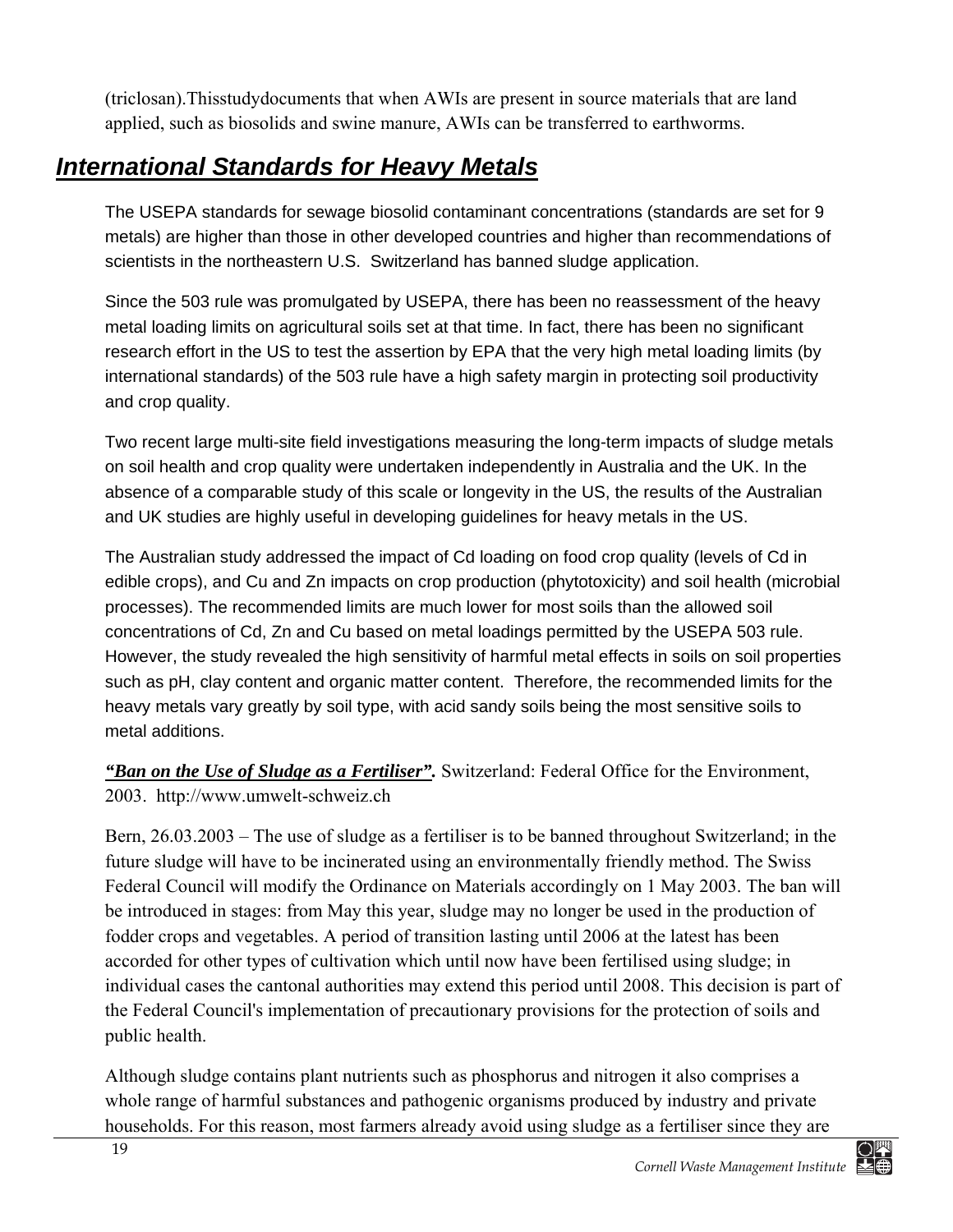(triclosan).Thisstudydocuments that when AWIs are present in source materials that are land applied, such as biosolids and swine manure, AWIs can be transferred to earthworms.

## ***International Standards for Heavy Metals***

The USEPA standards for sewage biosolid contaminant concentrations (standards are set for 9 metals) are higher than those in other developed countries and higher than recommendations of scientists in the northeastern U.S. Switzerland has banned sludge application.

Since the 503 rule was promulgated by USEPA, there has been no reassessment of the heavy metal loading limits on agricultural soils set at that time. In fact, there has been no significant research effort in the US to test the assertion by EPA that the very high metal loading limits (by international standards) of the 503 rule have a high safety margin in protecting soil productivity and crop quality.

Two recent large multi-site field investigations measuring the long-term impacts of sludge metals on soil health and crop quality were undertaken independently in Australia and the UK. In the absence of a comparable study of this scale or longevity in the US, the results of the Australian and UK studies are highly useful in developing guidelines for heavy metals in the US.

The Australian study addressed the impact of Cd loading on food crop quality (levels of Cd in edible crops), and Cu and Zn impacts on crop production (phytotoxicity) and soil health (microbial processes). The recommended limits are much lower for most soils than the allowed soil concentrations of Cd, Zn and Cu based on metal loadings permitted by the USEPA 503 rule. However, the study revealed the high sensitivity of harmful metal effects in soils on soil properties such as pH, clay content and organic matter content. Therefore, the recommended limits for the heavy metals vary greatly by soil type, with acid sandy soils being the most sensitive soils to metal additions.

***"Ban on the Use of Sludge as a Fertiliser".*** Switzerland: Federal Office for the Environment, 2003. http://www.umwelt-schweiz.ch

Bern, 26.03.2003 – The use of sludge as a fertiliser is to be banned throughout Switzerland; in the future sludge will have to be incinerated using an environmentally friendly method. The Swiss Federal Council will modify the Ordinance on Materials accordingly on 1 May 2003. The ban will be introduced in stages: from May this year, sludge may no longer be used in the production of fodder crops and vegetables. A period of transition lasting until 2006 at the latest has been accorded for other types of cultivation which until now have been fertilised using sludge; in individual cases the cantonal authorities may extend this period until 2008. This decision is part of the Federal Council's implementation of precautionary provisions for the protection of soils and public health.

Although sludge contains plant nutrients such as phosphorus and nitrogen it also comprises a whole range of harmful substances and pathogenic organisms produced by industry and private households. For this reason, most farmers already avoid using sludge as a fertiliser since they are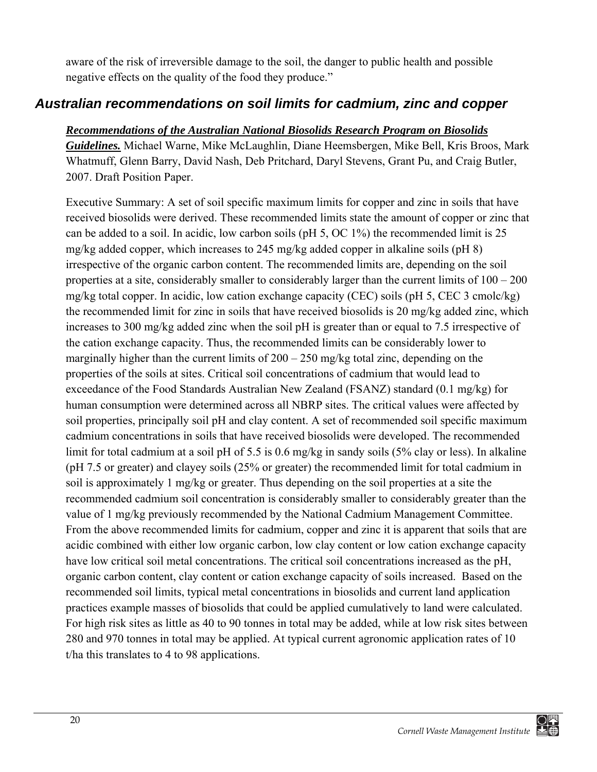aware of the risk of irreversible damage to the soil, the danger to public health and possible negative effects on the quality of the food they produce."

## Australian recommendations on soil limits for cadmium, zinc and copper

***Recommendations of the Australian National Biosolids Research Program on Biosolids Guidelines.*** Michael Warne, Mike McLaughlin, Diane Heemsbergen, Mike Bell, Kris Broos, Mark Whatmuff, Glenn Barry, David Nash, Deb Pritchard, Daryl Stevens, Grant Pu, and Craig Butler, 2007. Draft Position Paper.

Executive Summary: A set of soil specific maximum limits for copper and zinc in soils that have received biosolids were derived. These recommended limits state the amount of copper or zinc that can be added to a soil. In acidic, low carbon soils (pH 5, OC 1%) the recommended limit is 25 mg/kg added copper, which increases to 245 mg/kg added copper in alkaline soils (pH 8) irrespective of the organic carbon content. The recommended limits are, depending on the soil properties at a site, considerably smaller to considerably larger than the current limits of 100 – 200 mg/kg total copper. In acidic, low cation exchange capacity (CEC) soils (pH 5, CEC 3 cmolc/kg) the recommended limit for zinc in soils that have received biosolids is 20 mg/kg added zinc, which increases to 300 mg/kg added zinc when the soil pH is greater than or equal to 7.5 irrespective of the cation exchange capacity. Thus, the recommended limits can be considerably lower to marginally higher than the current limits of 200 – 250 mg/kg total zinc, depending on the properties of the soils at sites. Critical soil concentrations of cadmium that would lead to exceedance of the Food Standards Australian New Zealand (FSANZ) standard (0.1 mg/kg) for human consumption were determined across all NBRP sites. The critical values were affected by soil properties, principally soil pH and clay content. A set of recommended soil specific maximum cadmium concentrations in soils that have received biosolids were developed. The recommended limit for total cadmium at a soil pH of 5.5 is 0.6 mg/kg in sandy soils (5% clay or less). In alkaline (pH 7.5 or greater) and clayey soils (25% or greater) the recommended limit for total cadmium in soil is approximately 1 mg/kg or greater. Thus depending on the soil properties at a site the recommended cadmium soil concentration is considerably smaller to considerably greater than the value of 1 mg/kg previously recommended by the National Cadmium Management Committee. From the above recommended limits for cadmium, copper and zinc it is apparent that soils that are acidic combined with either low organic carbon, low clay content or low cation exchange capacity have low critical soil metal concentrations. The critical soil concentrations increased as the pH, organic carbon content, clay content or cation exchange capacity of soils increased. Based on the recommended soil limits, typical metal concentrations in biosolids and current land application practices example masses of biosolids that could be applied cumulatively to land were calculated. For high risk sites as little as 40 to 90 tonnes in total may be added, while at low risk sites between 280 and 970 tonnes in total may be applied. At typical current agronomic application rates of 10 t/ha this translates to 4 to 98 applications.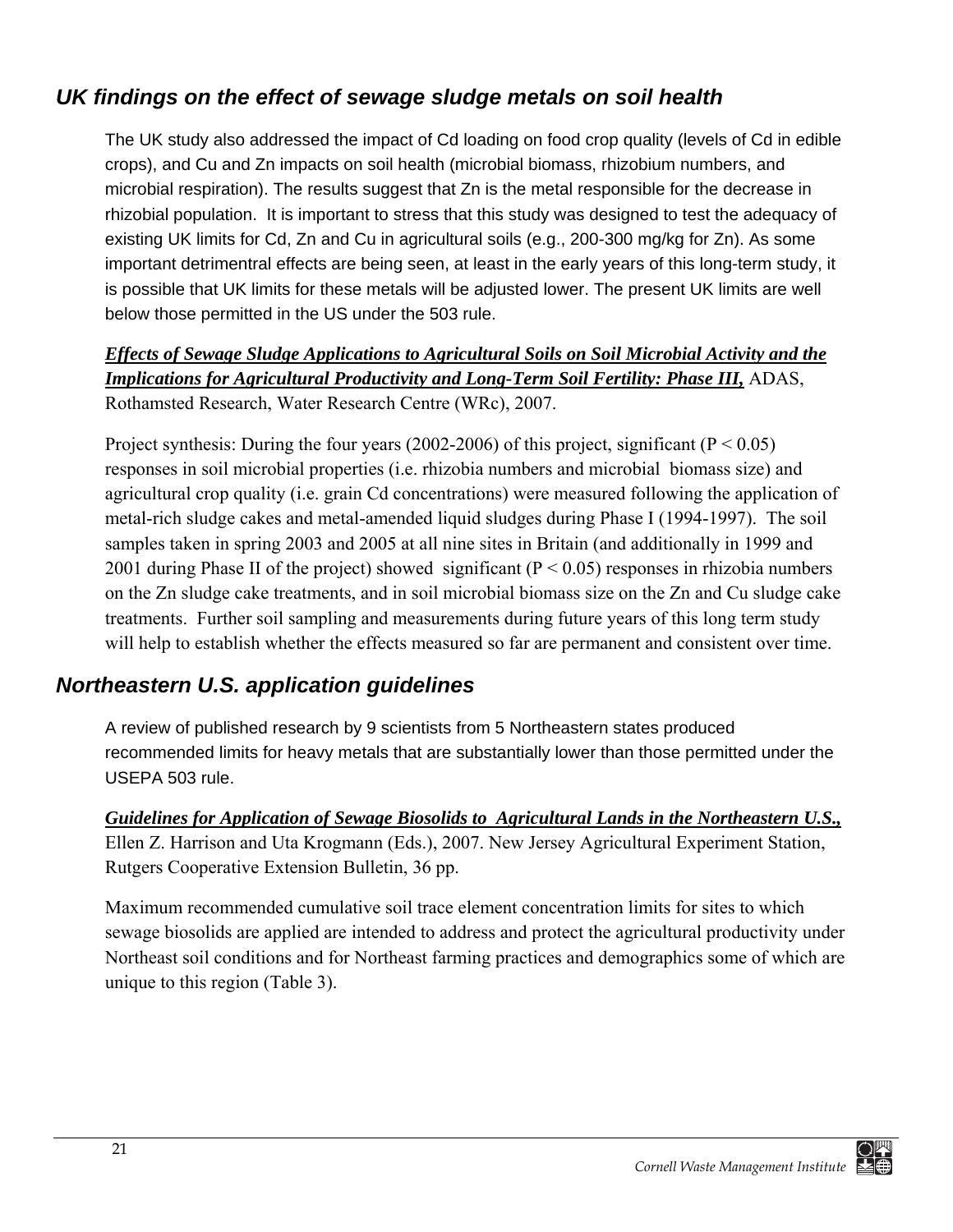## *UK findings on the effect of sewage sludge metals on soil health*

The UK study also addressed the impact of Cd loading on food crop quality (levels of Cd in edible crops), and Cu and Zn impacts on soil health (microbial biomass, rhizobium numbers, and microbial respiration). The results suggest that Zn is the metal responsible for the decrease in rhizobial population. It is important to stress that this study was designed to test the adequacy of existing UK limits for Cd, Zn and Cu in agricultural soils (e.g., 200-300 mg/kg for Zn). As some important detrimentral effects are being seen, at least in the early years of this long-term study, it is possible that UK limits for these metals will be adjusted lower. The present UK limits are well below those permitted in the US under the 503 rule.

***Effects of Sewage Sludge Applications to Agricultural Soils on Soil Microbial Activity and the Implications for Agricultural Productivity and Long-Term Soil Fertility: Phase III,*** ADAS, Rothamsted Research, Water Research Centre (WRc), 2007.

Project synthesis: During the four years (2002-2006) of this project, significant ($P < 0.05$) responses in soil microbial properties (i.e. rhizobia numbers and microbial biomass size) and agricultural crop quality (i.e. grain Cd concentrations) were measured following the application of metal-rich sludge cakes and metal-amended liquid sludges during Phase I (1994-1997). The soil samples taken in spring 2003 and 2005 at all nine sites in Britain (and additionally in 1999 and 2001 during Phase II of the project) showed significant ($P < 0.05$) responses in rhizobia numbers on the Zn sludge cake treatments, and in soil microbial biomass size on the Zn and Cu sludge cake treatments. Further soil sampling and measurements during future years of this long term study will help to establish whether the effects measured so far are permanent and consistent over time.

## *Northeastern U.S. application guidelines*

A review of published research by 9 scientists from 5 Northeastern states produced recommended limits for heavy metals that are substantially lower than those permitted under the USEPA 503 rule.

***Guidelines for Application of Sewage Biosolids to Agricultural Lands in the Northeastern U.S.,*** Ellen Z. Harrison and Uta Krogmann (Eds.), 2007. New Jersey Agricultural Experiment Station, Rutgers Cooperative Extension Bulletin, 36 pp.

Maximum recommended cumulative soil trace element concentration limits for sites to which sewage biosolids are applied are intended to address and protect the agricultural productivity under Northeast soil conditions and for Northeast farming practices and demographics some of which are unique to this region (Table 3).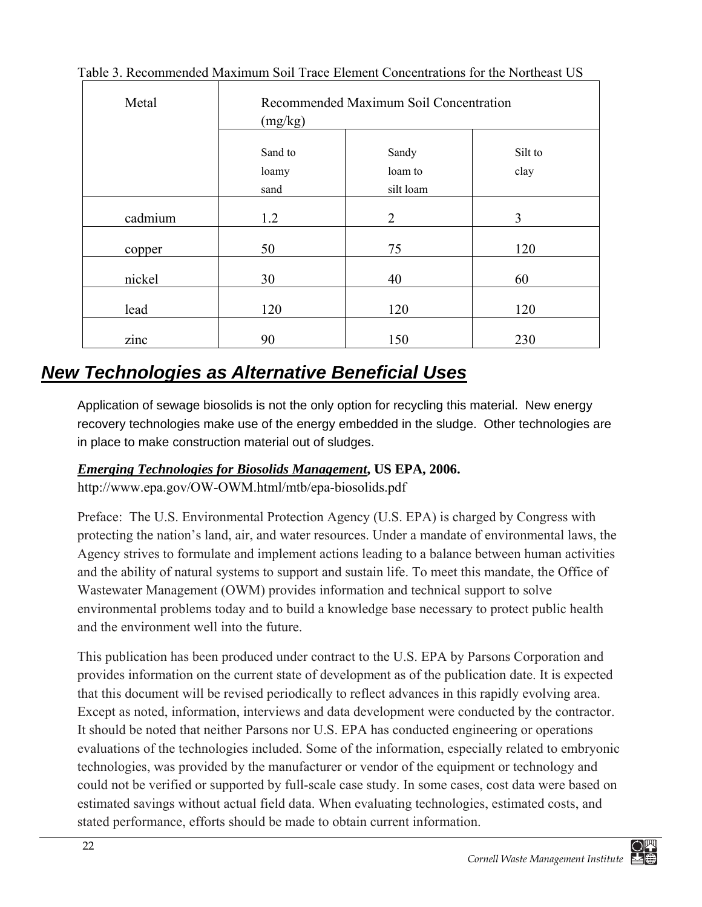Table 3. Recommended Maximum Soil Trace Element Concentrations for the Northeast US

| Metal | Recommended Maximum Soil Concentration (mg/kg) | | |
|---|---|---|---|
| | Sand to loamy sand | Sandy loam to silt loam | Silt to clay |
| cadmium | 1.2 | 2 | 3 |
| copper | 50 | 75 | 120 |
| nickel | 30 | 40 | 60 |
| lead | 120 | 120 | 120 |
| zinc | 90 | 150 | 230 |

## ***New Technologies as Alternative Beneficial Uses***

Application of sewage biosolids is not the only option for recycling this material. New energy recovery technologies make use of the energy embedded in the sludge. Other technologies are in place to make construction material out of sludges.

***Emerging Technologies for Biosolids Management*, US EPA, 2006.**
http://www.epa.gov/OW-OWM.html/mtb/epa-biosolids.pdf

Preface: The U.S. Environmental Protection Agency (U.S. EPA) is charged by Congress with protecting the nation's land, air, and water resources. Under a mandate of environmental laws, the Agency strives to formulate and implement actions leading to a balance between human activities and the ability of natural systems to support and sustain life. To meet this mandate, the Office of Wastewater Management (OWM) provides information and technical support to solve environmental problems today and to build a knowledge base necessary to protect public health and the environment well into the future.

This publication has been produced under contract to the U.S. EPA by Parsons Corporation and provides information on the current state of development as of the publication date. It is expected that this document will be revised periodically to reflect advances in this rapidly evolving area. Except as noted, information, interviews and data development were conducted by the contractor. It should be noted that neither Parsons nor U.S. EPA has conducted engineering or operations evaluations of the technologies included. Some of the information, especially related to embryonic technologies, was provided by the manufacturer or vendor of the equipment or technology and could not be verified or supported by full-scale case study. In some cases, cost data were based on estimated savings without actual field data. When evaluating technologies, estimated costs, and stated performance, efforts should be made to obtain current information.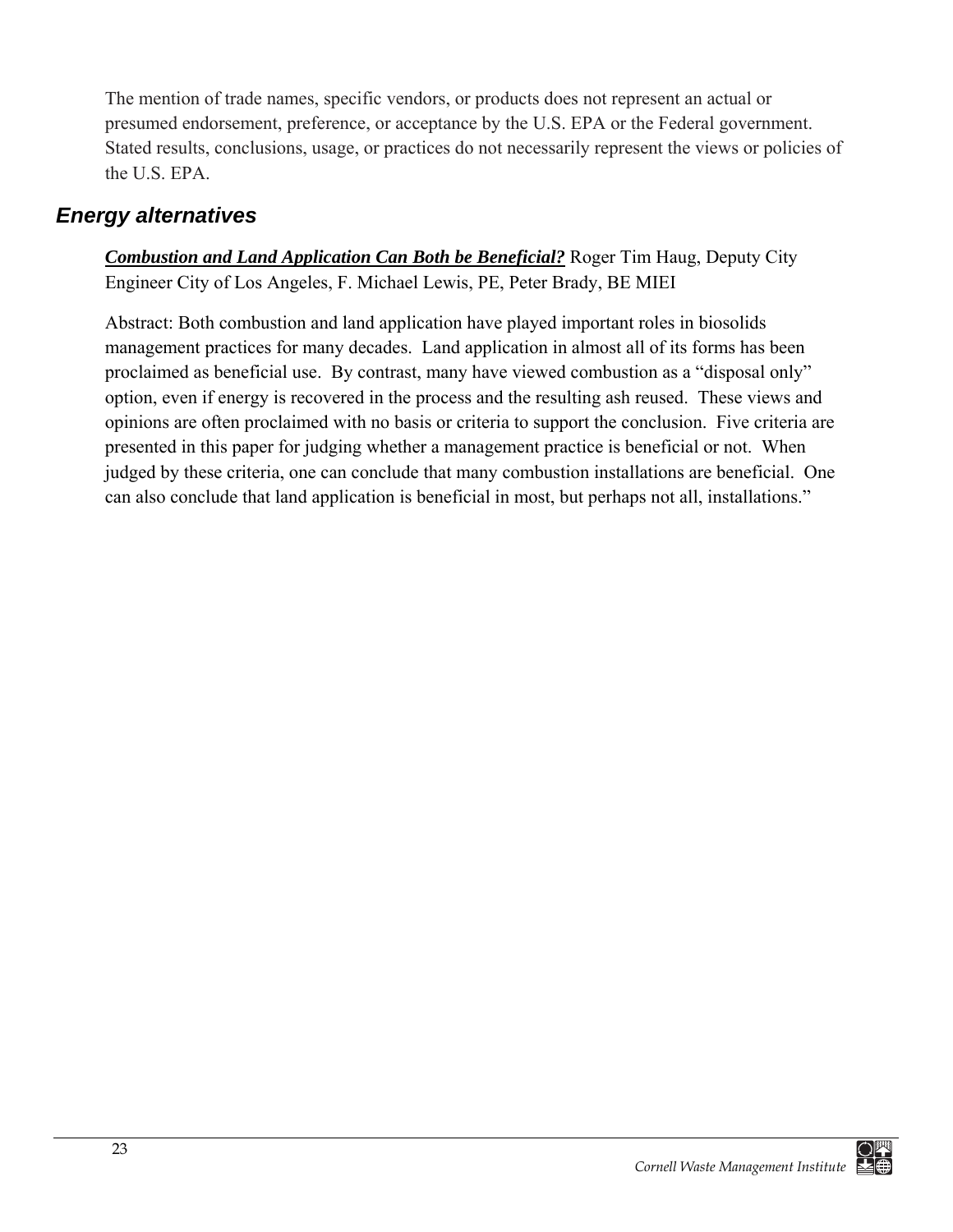The mention of trade names, specific vendors, or products does not represent an actual or presumed endorsement, preference, or acceptance by the U.S. EPA or the Federal government. Stated results, conclusions, usage, or practices do not necessarily represent the views or policies of the U.S. EPA.

## Energy alternatives

***Combustion and Land Application Can Both be Beneficial?*** Roger Tim Haug, Deputy City Engineer City of Los Angeles, F. Michael Lewis, PE, Peter Brady, BE MIEI

Abstract: Both combustion and land application have played important roles in biosolids management practices for many decades. Land application in almost all of its forms has been proclaimed as beneficial use. By contrast, many have viewed combustion as a "disposal only" option, even if energy is recovered in the process and the resulting ash reused. These views and opinions are often proclaimed with no basis or criteria to support the conclusion. Five criteria are presented in this paper for judging whether a management practice is beneficial or not. When judged by these criteria, one can conclude that many combustion installations are beneficial. One can also conclude that land application is beneficial in most, but perhaps not all, installations."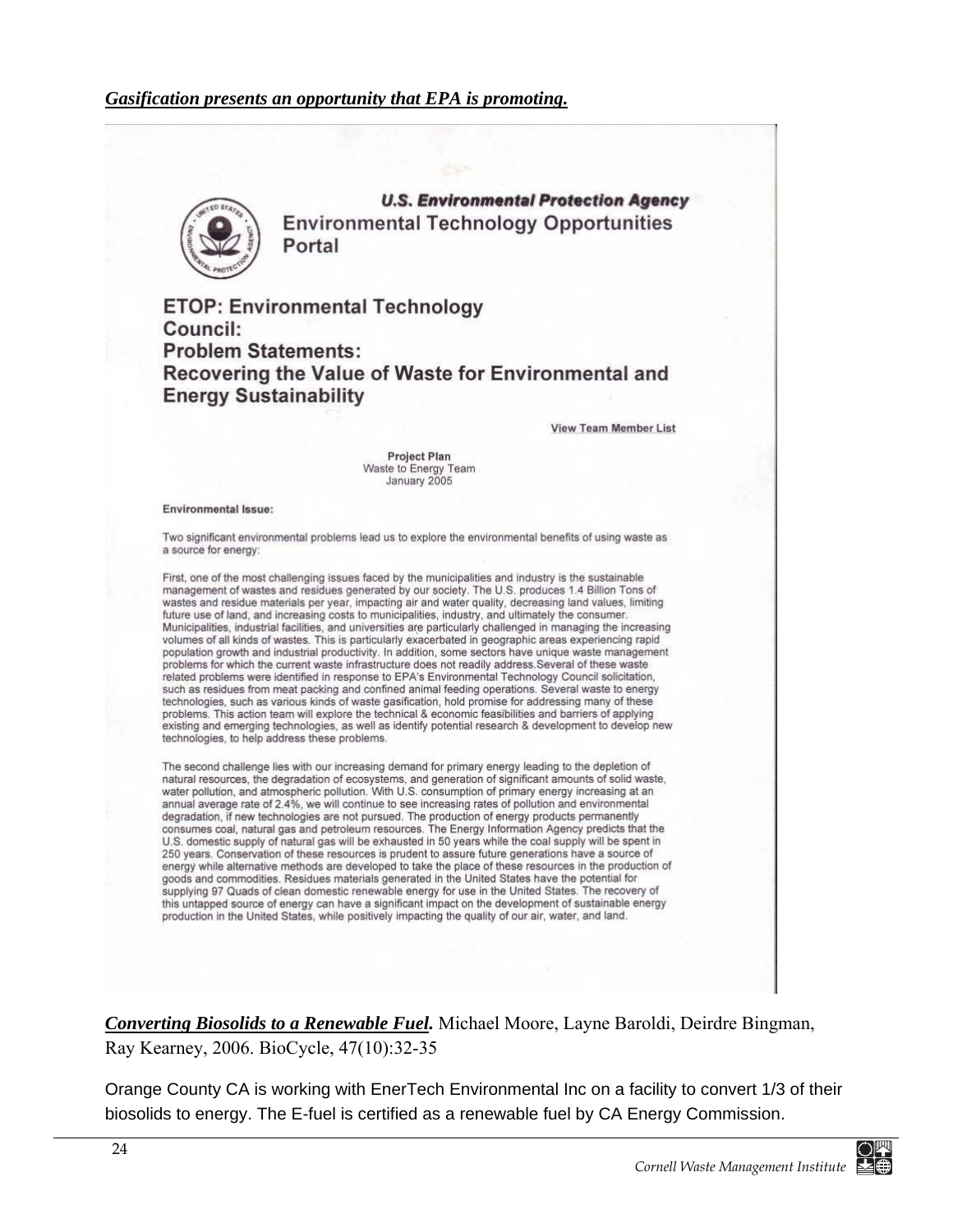***Gasification presents an opportunity that EPA is promoting.***

**U.S. Environmental Protection Agency**

**Environmental Technology Opportunities Portal**

## ETOP: Environmental Technology Council: Problem Statements: Recovering the Value of Waste for Environmental and Energy Sustainability

View Team Member List

**Project Plan**
Waste to Energy Team
January 2005

**Environmental Issue:**

Two significant environmental problems lead us to explore the environmental benefits of using waste as a source for energy:

First, one of the most challenging issues faced by the municipalities and industry is the sustainable management of wastes and residues generated by our society. The U.S. produces 1.4 Billion Tons of wastes and residue materials per year, impacting air and water quality, decreasing land values, limiting future use of land, and increasing costs to municipalities, industry, and ultimately the consumer. Municipalities, industrial facilities, and universities are particularly challenged in managing the increasing volumes of all kinds of wastes. This is particularly exacerbated in geographic areas experiencing rapid population growth and industrial productivity. In addition, some sectors have unique waste management problems for which the current waste infrastructure does not readily address.Several of these waste related problems were identified in response to EPA's Environmental Technology Council solicitation, such as residues from meat packing and confined animal feeding operations. Several waste to energy technologies, such as various kinds of waste gasification, hold promise for addressing many of these problems. This action team will explore the technical & economic feasibilities and barriers of applying existing and emerging technologies, as well as identify potential research & development to develop new technologies, to help address these problems.

The second challenge lies with our increasing demand for primary energy leading to the depletion of natural resources, the degradation of ecosystems, and generation of significant amounts of solid waste, water pollution, and atmospheric pollution. With U.S. consumption of primary energy increasing at an annual average rate of 2.4%, we will continue to see increasing rates of pollution and environmental degradation, if new technologies are not pursued. The production of energy products permanently consumes coal, natural gas and petroleum resources. The Energy Information Agency predicts that the U.S. domestic supply of natural gas will be exhausted in 50 years while the coal supply will be spent in 250 years. Conservation of these resources is prudent to assure future generations have a source of energy while alternative methods are developed to take the place of these resources in the production of goods and commodities. Residues materials generated in the United States have the potential for supplying 97 Quads of clean domestic renewable energy for use in the United States. The recovery of this untapped source of energy can have a significant impact on the development of sustainable energy production in the United States, while positively impacting the quality of our air, water, and land.

***Converting Biosolids to a Renewable Fuel.*** Michael Moore, Layne Baroldi, Deirdre Bingman, Ray Kearney, 2006. BioCycle, 47(10):32-35

Orange County CA is working with EnerTech Environmental Inc on a facility to convert 1/3 of their biosolids to energy. The E-fuel is certified as a renewable fuel by CA Energy Commission.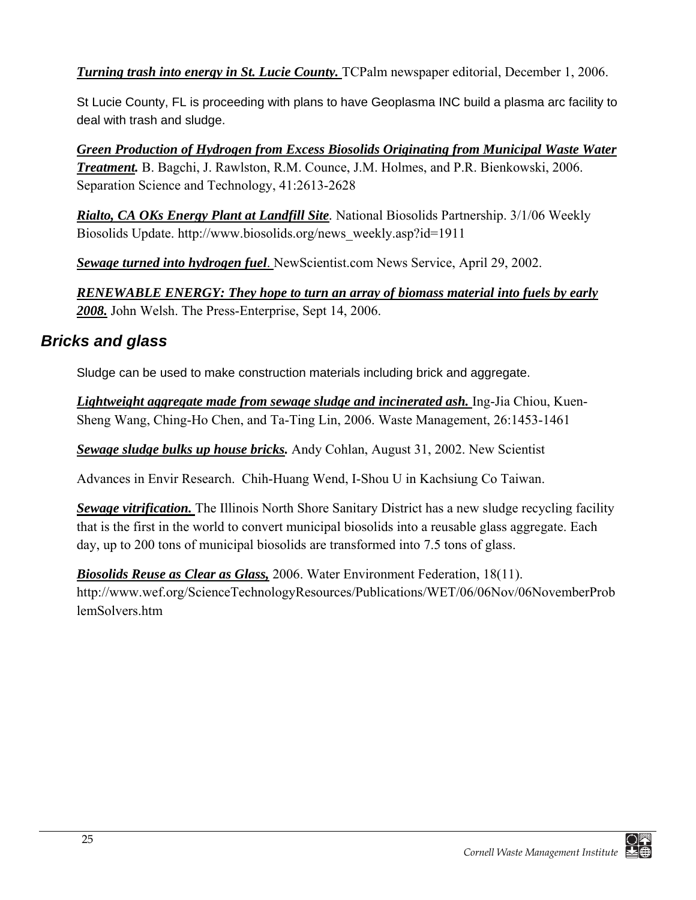***Turning trash into energy in St. Lucie County.*** TCPalm newspaper editorial, December 1, 2006.

St Lucie County, FL is proceeding with plans to have Geoplasma INC build a plasma arc facility to deal with trash and sludge.

***Green Production of Hydrogen from Excess Biosolids Originating from Municipal Waste Water Treatment.*** B. Bagchi, J. Rawlston, R.M. Counce, J.M. Holmes, and P.R. Bienkowski, 2006. Separation Science and Technology, 41:2613-2628

***Rialto, CA OKs Energy Plant at Landfill Site***. National Biosolids Partnership. 3/1/06 Weekly Biosolids Update. http://www.biosolids.org/news_weekly.asp?id=1911

***Sewage turned into hydrogen fuel***. NewScientist.com News Service, April 29, 2002.

***RENEWABLE ENERGY: They hope to turn an array of biomass material into fuels by early 2008.*** John Welsh. The Press-Enterprise, Sept 14, 2006.

## Bricks and glass

Sludge can be used to make construction materials including brick and aggregate.

***Lightweight aggregate made from sewage sludge and incinerated ash.*** Ing-Jia Chiou, Kuen-Sheng Wang, Ching-Ho Chen, and Ta-Ting Lin, 2006. Waste Management, 26:1453-1461

***Sewage sludge bulks up house bricks.*** Andy Cohlan, August 31, 2002. New Scientist

Advances in Envir Research. Chih-Huang Wend, I-Shou U in Kachsiung Co Taiwan.

***Sewage vitrification.*** The Illinois North Shore Sanitary District has a new sludge recycling facility that is the first in the world to convert municipal biosolids into a reusable glass aggregate. Each day, up to 200 tons of municipal biosolids are transformed into 7.5 tons of glass.

***Biosolids Reuse as Clear as Glass,*** 2006. Water Environment Federation, 18(11). http://www.wef.org/ScienceTechnologyResources/Publications/WET/06/06Nov/06NovemberProblemSolvers.htm